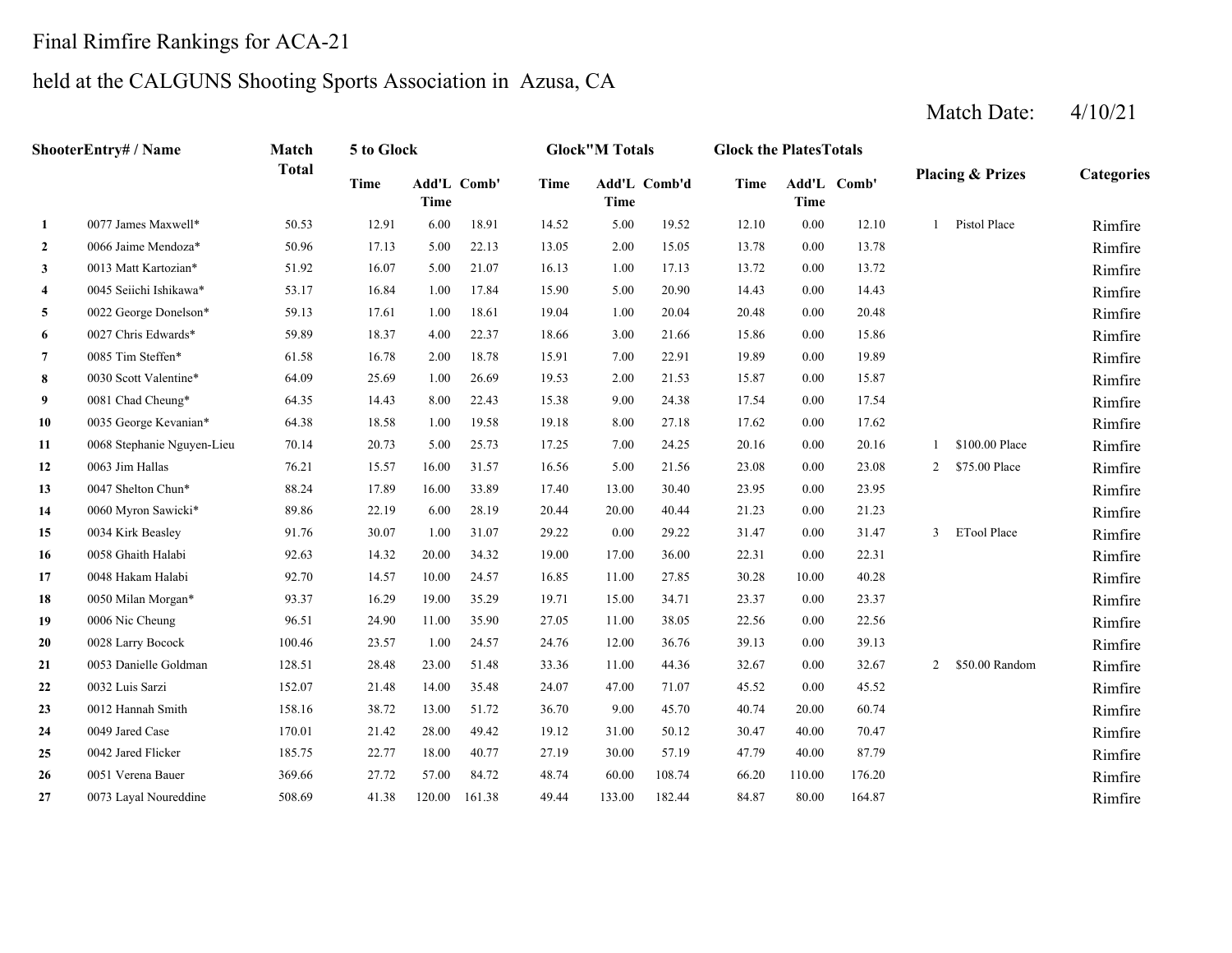# Final Rimfire Rankings for ACA-21

## held at the CALGUNS Shooting Sports Association in Azusa, CA

Match Date: 4/10/21

| Shooter | Entry# / Name | Match Total | 5 to Glock | | | Glock"M Totals | | | Glock the Plates Totals | | | Placing & Prizes | | Categories |
|---|---|---|---|---|---|---|---|---|---|---|---|---|---|---|
| | | | Time | Add'L Time | Comb' | Time | Add'L Time | Comb'd | Time | Add'L Time | Comb' | | | |
| 1 | 0077 James Maxwell* | 50.53 | 12.91 | 6.00 | 18.91 | 14.52 | 5.00 | 19.52 | 12.10 | 0.00 | 12.10 | 1 | Pistol Place | Rimfire |
| 2 | 0066 Jaime Mendoza* | 50.96 | 17.13 | 5.00 | 22.13 | 13.05 | 2.00 | 15.05 | 13.78 | 0.00 | 13.78 | | | Rimfire |
| 3 | 0013 Matt Kartozian* | 51.92 | 16.07 | 5.00 | 21.07 | 16.13 | 1.00 | 17.13 | 13.72 | 0.00 | 13.72 | | | Rimfire |
| 4 | 0045 Seiichi Ishikawa* | 53.17 | 16.84 | 1.00 | 17.84 | 15.90 | 5.00 | 20.90 | 14.43 | 0.00 | 14.43 | | | Rimfire |
| 5 | 0022 George Donelson* | 59.13 | 17.61 | 1.00 | 18.61 | 19.04 | 1.00 | 20.04 | 20.48 | 0.00 | 20.48 | | | Rimfire |
| 6 | 0027 Chris Edwards* | 59.89 | 18.37 | 4.00 | 22.37 | 18.66 | 3.00 | 21.66 | 15.86 | 0.00 | 15.86 | | | Rimfire |
| 7 | 0085 Tim Steffen* | 61.58 | 16.78 | 2.00 | 18.78 | 15.91 | 7.00 | 22.91 | 19.89 | 0.00 | 19.89 | | | Rimfire |
| 8 | 0030 Scott Valentine* | 64.09 | 25.69 | 1.00 | 26.69 | 19.53 | 2.00 | 21.53 | 15.87 | 0.00 | 15.87 | | | Rimfire |
| 9 | 0081 Chad Cheung* | 64.35 | 14.43 | 8.00 | 22.43 | 15.38 | 9.00 | 24.38 | 17.54 | 0.00 | 17.54 | | | Rimfire |
| 10 | 0035 George Kevanian* | 64.38 | 18.58 | 1.00 | 19.58 | 19.18 | 8.00 | 27.18 | 17.62 | 0.00 | 17.62 | | | Rimfire |
| 11 | 0068 Stephanie Nguyen-Lieu | 70.14 | 20.73 | 5.00 | 25.73 | 17.25 | 7.00 | 24.25 | 20.16 | 0.00 | 20.16 | 1 | $100.00 Place | Rimfire |
| 12 | 0063 Jim Hallas | 76.21 | 15.57 | 16.00 | 31.57 | 16.56 | 5.00 | 21.56 | 23.08 | 0.00 | 23.08 | 2 | $75.00 Place | Rimfire |
| 13 | 0047 Shelton Chun* | 88.24 | 17.89 | 16.00 | 33.89 | 17.40 | 13.00 | 30.40 | 23.95 | 0.00 | 23.95 | | | Rimfire |
| 14 | 0060 Myron Sawicki* | 89.86 | 22.19 | 6.00 | 28.19 | 20.44 | 20.00 | 40.44 | 21.23 | 0.00 | 21.23 | | | Rimfire |
| 15 | 0034 Kirk Beasley | 91.76 | 30.07 | 1.00 | 31.07 | 29.22 | 0.00 | 29.22 | 31.47 | 0.00 | 31.47 | 3 | ETool Place | Rimfire |
| 16 | 0058 Ghaith Halabi | 92.63 | 14.32 | 20.00 | 34.32 | 19.00 | 17.00 | 36.00 | 22.31 | 0.00 | 22.31 | | | Rimfire |
| 17 | 0048 Hakam Halabi | 92.70 | 14.57 | 10.00 | 24.57 | 16.85 | 11.00 | 27.85 | 30.28 | 10.00 | 40.28 | | | Rimfire |
| 18 | 0050 Milan Morgan* | 93.37 | 16.29 | 19.00 | 35.29 | 19.71 | 15.00 | 34.71 | 23.37 | 0.00 | 23.37 | | | Rimfire |
| 19 | 0006 Nic Cheung | 96.51 | 24.90 | 11.00 | 35.90 | 27.05 | 11.00 | 38.05 | 22.56 | 0.00 | 22.56 | | | Rimfire |
| 20 | 0028 Larry Bocock | 100.46 | 23.57 | 1.00 | 24.57 | 24.76 | 12.00 | 36.76 | 39.13 | 0.00 | 39.13 | | | Rimfire |
| 21 | 0053 Danielle Goldman | 128.51 | 28.48 | 23.00 | 51.48 | 33.36 | 11.00 | 44.36 | 32.67 | 0.00 | 32.67 | 2 | $50.00 Random | Rimfire |
| 22 | 0032 Luis Sarzi | 152.07 | 21.48 | 14.00 | 35.48 | 24.07 | 47.00 | 71.07 | 45.52 | 0.00 | 45.52 | | | Rimfire |
| 23 | 0012 Hannah Smith | 158.16 | 38.72 | 13.00 | 51.72 | 36.70 | 9.00 | 45.70 | 40.74 | 20.00 | 60.74 | | | Rimfire |
| 24 | 0049 Jared Case | 170.01 | 21.42 | 28.00 | 49.42 | 19.12 | 31.00 | 50.12 | 30.47 | 40.00 | 70.47 | | | Rimfire |
| 25 | 0042 Jared Flicker | 185.75 | 22.77 | 18.00 | 40.77 | 27.19 | 30.00 | 57.19 | 47.79 | 40.00 | 87.79 | | | Rimfire |
| 26 | 0051 Verena Bauer | 369.66 | 27.72 | 57.00 | 84.72 | 48.74 | 60.00 | 108.74 | 66.20 | 110.00 | 176.20 | | | Rimfire |
| 27 | 0073 Layal Noureddine | 508.69 | 41.38 | 120.00 | 161.38 | 49.44 | 133.00 | 182.44 | 84.87 | 80.00 | 164.87 | | | Rimfire |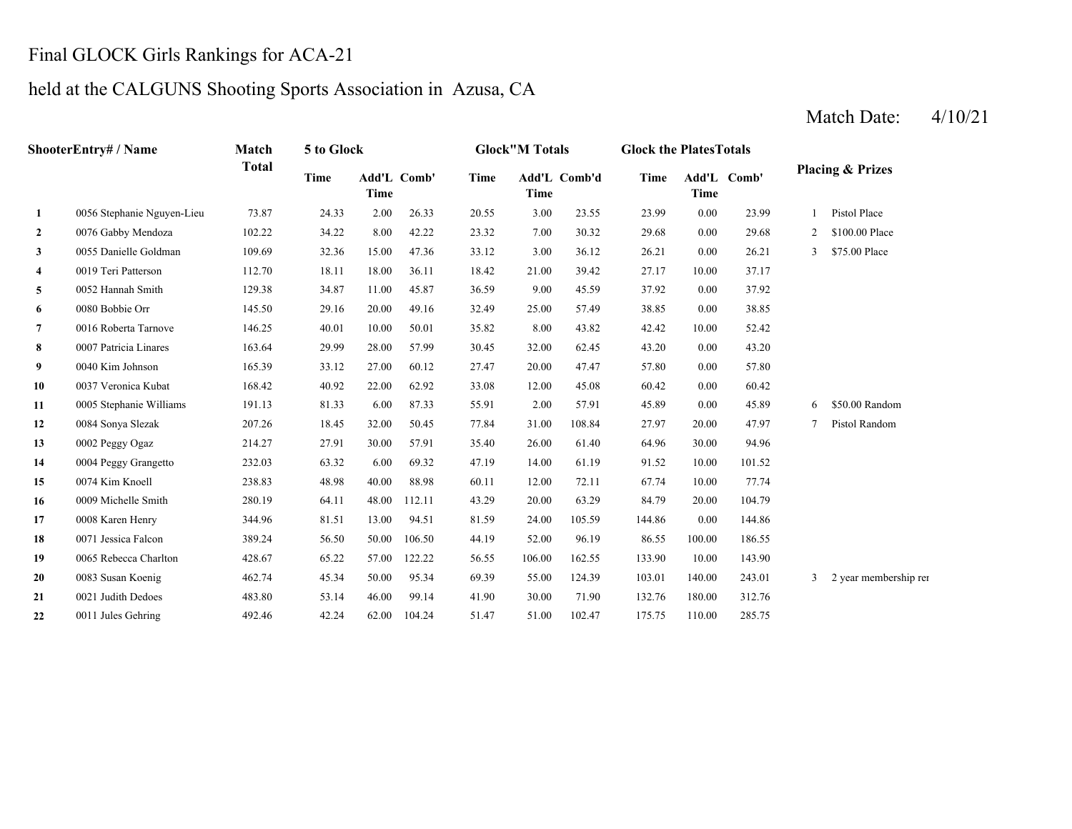# Final GLOCK Girls Rankings for ACA-21

## held at the CALGUNS Shooting Sports Association in Azusa, CA

Match Date: 4/10/21

| Shooter | Entry# / Name | Match Total | 5 to Glock Time | 5 to Glock Add'L Time | 5 to Glock Comb' | Glock"M Totals Time | Glock"M Totals Add'L Time | Glock"M Totals Comb'd | Glock the Plates Totals Time | Glock the Plates Totals Add'L Time | Glock the Plates Totals Comb' | Placing & Prizes | |
|---|---|---|---|---|---|---|---|---|---|---|---|---|---|
| 1 | 0056 Stephanie Nguyen-Lieu | 73.87 | 24.33 | 2.00 | 26.33 | 20.55 | 3.00 | 23.55 | 23.99 | 0.00 | 23.99 | 1 | Pistol Place |
| 2 | 0076 Gabby Mendoza | 102.22 | 34.22 | 8.00 | 42.22 | 23.32 | 7.00 | 30.32 | 29.68 | 0.00 | 29.68 | 2 | $100.00 Place |
| 3 | 0055 Danielle Goldman | 109.69 | 32.36 | 15.00 | 47.36 | 33.12 | 3.00 | 36.12 | 26.21 | 0.00 | 26.21 | 3 | $75.00 Place |
| 4 | 0019 Teri Patterson | 112.70 | 18.11 | 18.00 | 36.11 | 18.42 | 21.00 | 39.42 | 27.17 | 10.00 | 37.17 | | |
| 5 | 0052 Hannah Smith | 129.38 | 34.87 | 11.00 | 45.87 | 36.59 | 9.00 | 45.59 | 37.92 | 0.00 | 37.92 | | |
| 6 | 0080 Bobbie Orr | 145.50 | 29.16 | 20.00 | 49.16 | 32.49 | 25.00 | 57.49 | 38.85 | 0.00 | 38.85 | | |
| 7 | 0016 Roberta Tarnove | 146.25 | 40.01 | 10.00 | 50.01 | 35.82 | 8.00 | 43.82 | 42.42 | 10.00 | 52.42 | | |
| 8 | 0007 Patricia Linares | 163.64 | 29.99 | 28.00 | 57.99 | 30.45 | 32.00 | 62.45 | 43.20 | 0.00 | 43.20 | | |
| 9 | 0040 Kim Johnson | 165.39 | 33.12 | 27.00 | 60.12 | 27.47 | 20.00 | 47.47 | 57.80 | 0.00 | 57.80 | | |
| 10 | 0037 Veronica Kubat | 168.42 | 40.92 | 22.00 | 62.92 | 33.08 | 12.00 | 45.08 | 60.42 | 0.00 | 60.42 | | |
| 11 | 0005 Stephanie Williams | 191.13 | 81.33 | 6.00 | 87.33 | 55.91 | 2.00 | 57.91 | 45.89 | 0.00 | 45.89 | 6 | $50.00 Random |
| 12 | 0084 Sonya Slezak | 207.26 | 18.45 | 32.00 | 50.45 | 77.84 | 31.00 | 108.84 | 27.97 | 20.00 | 47.97 | 7 | Pistol Random |
| 13 | 0002 Peggy Ogaz | 214.27 | 27.91 | 30.00 | 57.91 | 35.40 | 26.00 | 61.40 | 64.96 | 30.00 | 94.96 | | |
| 14 | 0004 Peggy Grangetto | 232.03 | 63.32 | 6.00 | 69.32 | 47.19 | 14.00 | 61.19 | 91.52 | 10.00 | 101.52 | | |
| 15 | 0074 Kim Knoell | 238.83 | 48.98 | 40.00 | 88.98 | 60.11 | 12.00 | 72.11 | 67.74 | 10.00 | 77.74 | | |
| 16 | 0009 Michelle Smith | 280.19 | 64.11 | 48.00 | 112.11 | 43.29 | 20.00 | 63.29 | 84.79 | 20.00 | 104.79 | | |
| 17 | 0008 Karen Henry | 344.96 | 81.51 | 13.00 | 94.51 | 81.59 | 24.00 | 105.59 | 144.86 | 0.00 | 144.86 | | |
| 18 | 0071 Jessica Falcon | 389.24 | 56.50 | 50.00 | 106.50 | 44.19 | 52.00 | 96.19 | 86.55 | 100.00 | 186.55 | | |
| 19 | 0065 Rebecca Charlton | 428.67 | 65.22 | 57.00 | 122.22 | 56.55 | 106.00 | 162.55 | 133.90 | 10.00 | 143.90 | | |
| 20 | 0083 Susan Koenig | 462.74 | 45.34 | 50.00 | 95.34 | 69.39 | 55.00 | 124.39 | 103.01 | 140.00 | 243.01 | 3 | 2 year membership rer |
| 21 | 0021 Judith Dedoes | 483.80 | 53.14 | 46.00 | 99.14 | 41.90 | 30.00 | 71.90 | 132.76 | 180.00 | 312.76 | | |
| 22 | 0011 Jules Gehring | 492.46 | 42.24 | 62.00 | 104.24 | 51.47 | 51.00 | 102.47 | 175.75 | 110.00 | 285.75 | | |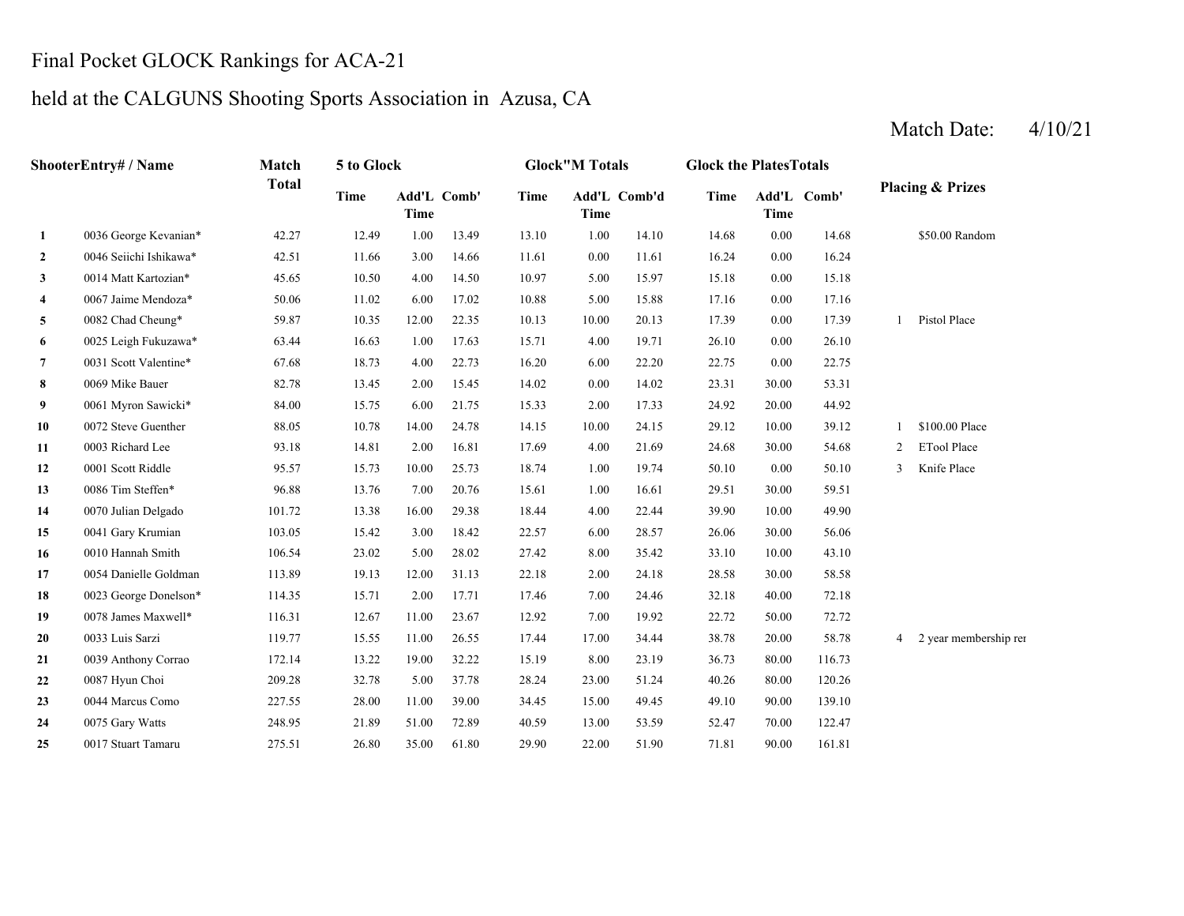# Final Pocket GLOCK Rankings for ACA-21

## held at the CALGUNS Shooting Sports Association in Azusa, CA

Match Date: 4/10/21

| | ShooterEntry# / Name | Match Total | 5 to Glock | | | Glock"M Totals | | | Glock the PlatesTotals | | | Placing & Prizes | |
|---|---|---|---|---|---|---|---|---|---|---|---|---|---|
| | | | Time | Add'L Time | Comb' | Time | Add'L Time | Comb'd | Time | Add'L Time | Comb' | | |
| 1 | 0036 George Kevanian* | 42.27 | 12.49 | 1.00 | 13.49 | 13.10 | 1.00 | 14.10 | 14.68 | 0.00 | 14.68 | | $50.00 Random |
| 2 | 0046 Seiichi Ishikawa* | 42.51 | 11.66 | 3.00 | 14.66 | 11.61 | 0.00 | 11.61 | 16.24 | 0.00 | 16.24 | | |
| 3 | 0014 Matt Kartozian* | 45.65 | 10.50 | 4.00 | 14.50 | 10.97 | 5.00 | 15.97 | 15.18 | 0.00 | 15.18 | | |
| 4 | 0067 Jaime Mendoza* | 50.06 | 11.02 | 6.00 | 17.02 | 10.88 | 5.00 | 15.88 | 17.16 | 0.00 | 17.16 | | |
| 5 | 0082 Chad Cheung* | 59.87 | 10.35 | 12.00 | 22.35 | 10.13 | 10.00 | 20.13 | 17.39 | 0.00 | 17.39 | 1 | Pistol Place |
| 6 | 0025 Leigh Fukuzawa* | 63.44 | 16.63 | 1.00 | 17.63 | 15.71 | 4.00 | 19.71 | 26.10 | 0.00 | 26.10 | | |
| 7 | 0031 Scott Valentine* | 67.68 | 18.73 | 4.00 | 22.73 | 16.20 | 6.00 | 22.20 | 22.75 | 0.00 | 22.75 | | |
| 8 | 0069 Mike Bauer | 82.78 | 13.45 | 2.00 | 15.45 | 14.02 | 0.00 | 14.02 | 23.31 | 30.00 | 53.31 | | |
| 9 | 0061 Myron Sawicki* | 84.00 | 15.75 | 6.00 | 21.75 | 15.33 | 2.00 | 17.33 | 24.92 | 20.00 | 44.92 | | |
| 10 | 0072 Steve Guenther | 88.05 | 10.78 | 14.00 | 24.78 | 14.15 | 10.00 | 24.15 | 29.12 | 10.00 | 39.12 | 1 | $100.00 Place |
| 11 | 0003 Richard Lee | 93.18 | 14.81 | 2.00 | 16.81 | 17.69 | 4.00 | 21.69 | 24.68 | 30.00 | 54.68 | 2 | ETool Place |
| 12 | 0001 Scott Riddle | 95.57 | 15.73 | 10.00 | 25.73 | 18.74 | 1.00 | 19.74 | 50.10 | 0.00 | 50.10 | 3 | Knife Place |
| 13 | 0086 Tim Steffen* | 96.88 | 13.76 | 7.00 | 20.76 | 15.61 | 1.00 | 16.61 | 29.51 | 30.00 | 59.51 | | |
| 14 | 0070 Julian Delgado | 101.72 | 13.38 | 16.00 | 29.38 | 18.44 | 4.00 | 22.44 | 39.90 | 10.00 | 49.90 | | |
| 15 | 0041 Gary Krumian | 103.05 | 15.42 | 3.00 | 18.42 | 22.57 | 6.00 | 28.57 | 26.06 | 30.00 | 56.06 | | |
| 16 | 0010 Hannah Smith | 106.54 | 23.02 | 5.00 | 28.02 | 27.42 | 8.00 | 35.42 | 33.10 | 10.00 | 43.10 | | |
| 17 | 0054 Danielle Goldman | 113.89 | 19.13 | 12.00 | 31.13 | 22.18 | 2.00 | 24.18 | 28.58 | 30.00 | 58.58 | | |
| 18 | 0023 George Donelson* | 114.35 | 15.71 | 2.00 | 17.71 | 17.46 | 7.00 | 24.46 | 32.18 | 40.00 | 72.18 | | |
| 19 | 0078 James Maxwell* | 116.31 | 12.67 | 11.00 | 23.67 | 12.92 | 7.00 | 19.92 | 22.72 | 50.00 | 72.72 | | |
| 20 | 0033 Luis Sarzi | 119.77 | 15.55 | 11.00 | 26.55 | 17.44 | 17.00 | 34.44 | 38.78 | 20.00 | 58.78 | 4 | 2 year membership rer |
| 21 | 0039 Anthony Corrao | 172.14 | 13.22 | 19.00 | 32.22 | 15.19 | 8.00 | 23.19 | 36.73 | 80.00 | 116.73 | | |
| 22 | 0087 Hyun Choi | 209.28 | 32.78 | 5.00 | 37.78 | 28.24 | 23.00 | 51.24 | 40.26 | 80.00 | 120.26 | | |
| 23 | 0044 Marcus Como | 227.55 | 28.00 | 11.00 | 39.00 | 34.45 | 15.00 | 49.45 | 49.10 | 90.00 | 139.10 | | |
| 24 | 0075 Gary Watts | 248.95 | 21.89 | 51.00 | 72.89 | 40.59 | 13.00 | 53.59 | 52.47 | 70.00 | 122.47 | | |
| 25 | 0017 Stuart Tamaru | 275.51 | 26.80 | 35.00 | 61.80 | 29.90 | 22.00 | 51.90 | 71.81 | 90.00 | 161.81 | | |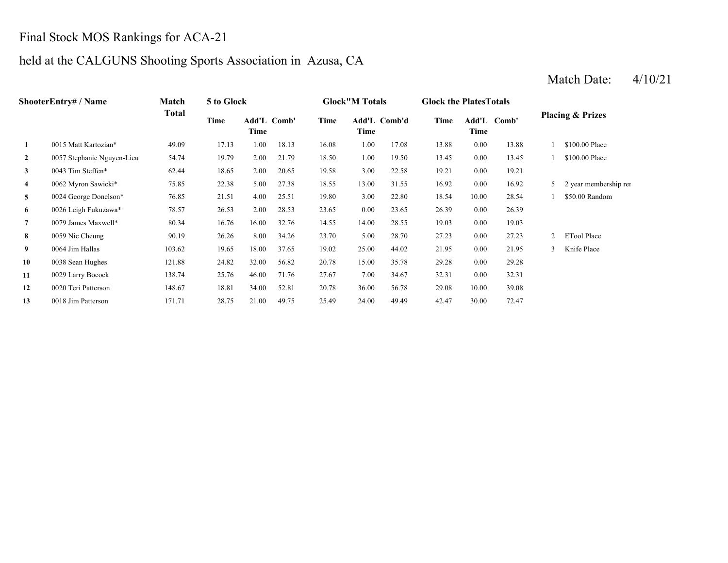# Final Stock MOS Rankings for ACA-21

## held at the CALGUNS Shooting Sports Association in Azusa, CA

Match Date: 4/10/21

| Shooter | Entry# / Name | Match Total | 5 to Glock | | | Glock"M Totals | | | Glock the Plates Totals | | | Placing & Prizes | |
|---|---|---|---|---|---|---|---|---|---|---|---|---|---|
| | | | Time | Add'L Time | Comb' | Time | Add'L Time | Comb'd | Time | Add'L Time | Comb' | | |
| 1 | 0015 Matt Kartozian* | 49.09 | 17.13 | 1.00 | 18.13 | 16.08 | 1.00 | 17.08 | 13.88 | 0.00 | 13.88 | 1 | $100.00 Place |
| 2 | 0057 Stephanie Nguyen-Lieu | 54.74 | 19.79 | 2.00 | 21.79 | 18.50 | 1.00 | 19.50 | 13.45 | 0.00 | 13.45 | 1 | $100.00 Place |
| 3 | 0043 Tim Steffen* | 62.44 | 18.65 | 2.00 | 20.65 | 19.58 | 3.00 | 22.58 | 19.21 | 0.00 | 19.21 | | |
| 4 | 0062 Myron Sawicki* | 75.85 | 22.38 | 5.00 | 27.38 | 18.55 | 13.00 | 31.55 | 16.92 | 0.00 | 16.92 | 5 | 2 year membership rer |
| 5 | 0024 George Donelson* | 76.85 | 21.51 | 4.00 | 25.51 | 19.80 | 3.00 | 22.80 | 18.54 | 10.00 | 28.54 | 1 | $50.00 Random |
| 6 | 0026 Leigh Fukuzawa* | 78.57 | 26.53 | 2.00 | 28.53 | 23.65 | 0.00 | 23.65 | 26.39 | 0.00 | 26.39 | | |
| 7 | 0079 James Maxwell* | 80.34 | 16.76 | 16.00 | 32.76 | 14.55 | 14.00 | 28.55 | 19.03 | 0.00 | 19.03 | | |
| 8 | 0059 Nic Cheung | 90.19 | 26.26 | 8.00 | 34.26 | 23.70 | 5.00 | 28.70 | 27.23 | 0.00 | 27.23 | 2 | ETool Place |
| 9 | 0064 Jim Hallas | 103.62 | 19.65 | 18.00 | 37.65 | 19.02 | 25.00 | 44.02 | 21.95 | 0.00 | 21.95 | 3 | Knife Place |
| 10 | 0038 Sean Hughes | 121.88 | 24.82 | 32.00 | 56.82 | 20.78 | 15.00 | 35.78 | 29.28 | 0.00 | 29.28 | | |
| 11 | 0029 Larry Bocock | 138.74 | 25.76 | 46.00 | 71.76 | 27.67 | 7.00 | 34.67 | 32.31 | 0.00 | 32.31 | | |
| 12 | 0020 Teri Patterson | 148.67 | 18.81 | 34.00 | 52.81 | 20.78 | 36.00 | 56.78 | 29.08 | 10.00 | 39.08 | | |
| 13 | 0018 Jim Patterson | 171.71 | 28.75 | 21.00 | 49.75 | 25.49 | 24.00 | 49.49 | 42.47 | 30.00 | 72.47 | | |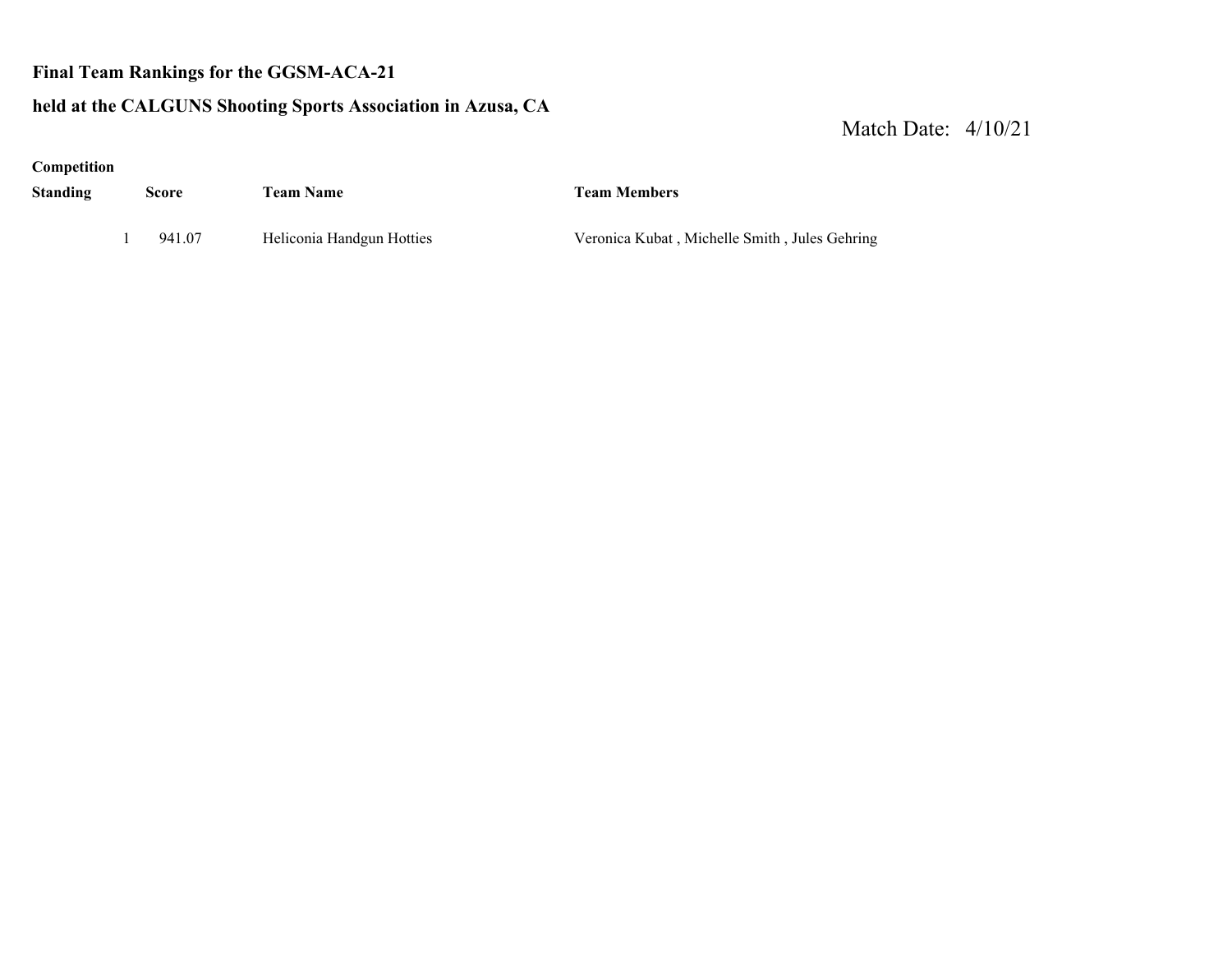**Final Team Rankings for the GGSM-ACA-21**

**held at the CALGUNS Shooting Sports Association in Azusa, CA**

Match Date: 4/10/21

| Competition Standing | Score | Team Name | Team Members |
|---|---|---|---|
| 1 | 941.07 | Heliconia Handgun Hotties | Veronica Kubat , Michelle Smith , Jules Gehring |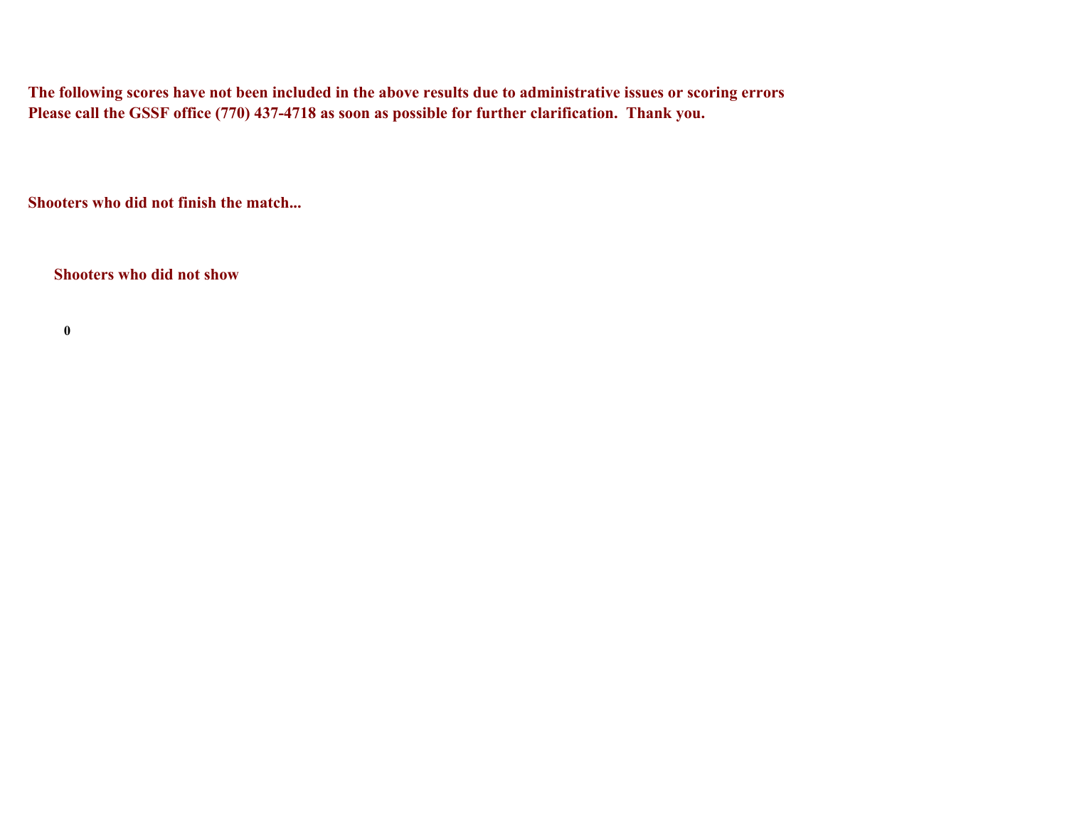**The following scores have not been included in the above results due to administrative issues or scoring errors**
**Please call the GSSF office (770) 437-4718 as soon as possible for further clarification. Thank you.**

**Shooters who did not finish the match...**

**Shooters who did not show**

**0**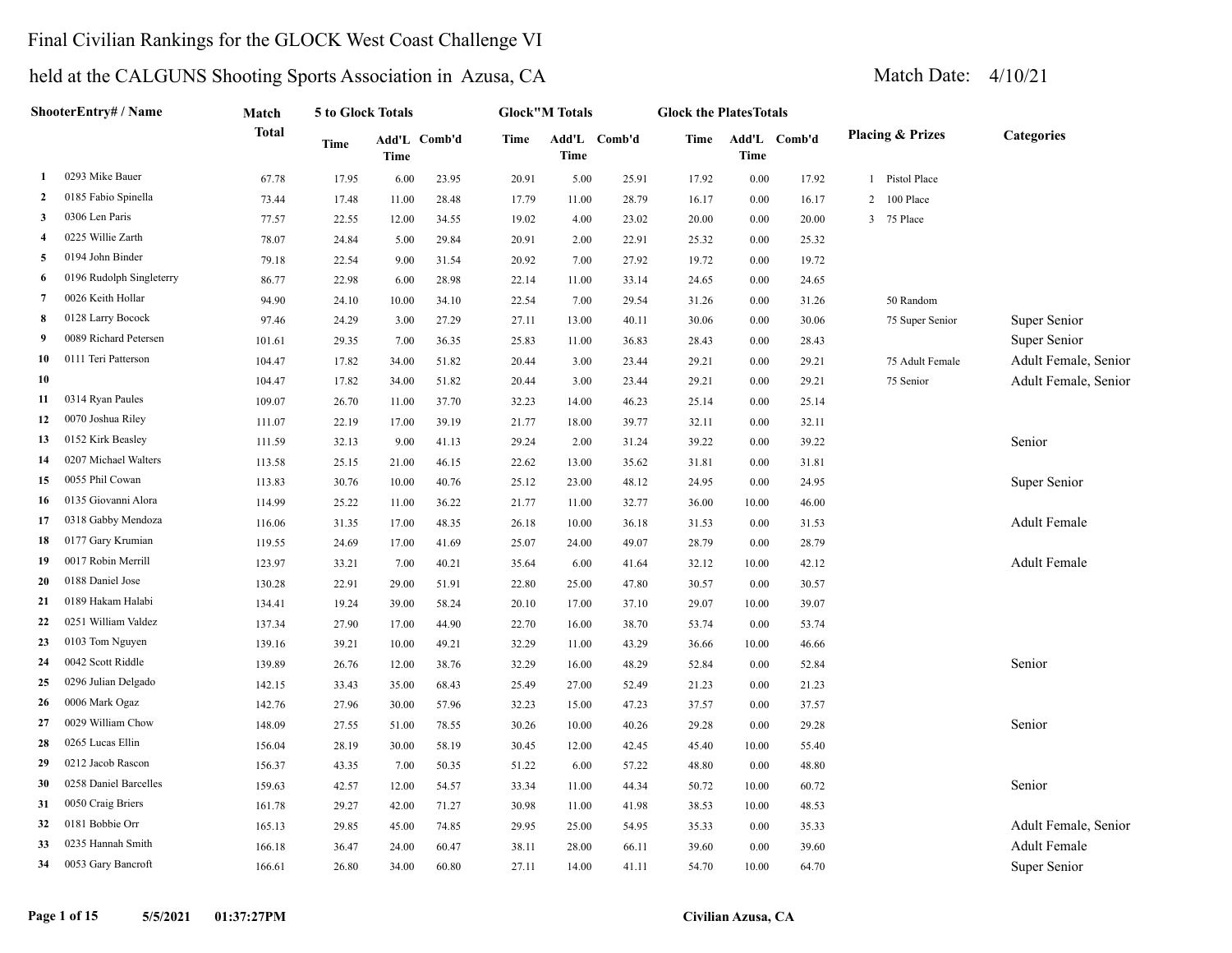# Final Civilian Rankings for the GLOCK West Coast Challenge VI

## held at the CALGUNS Shooting Sports Association in Azusa, CA

Match Date: 4/10/21

| | ShooterEntry# / Name | Match Total | 5 to Glock Totals | | | Glock"M Totals | | | Glock the PlatesTotals | | | Placing & Prizes | Categories |
|---|---|---|---|---|---|---|---|---|---|---|---|---|---|
| | | | Time | Add'L Time | Comb'd | Time | Add'L Time | Comb'd | Time | Add'L Time | Comb'd | | |
| 1 | 0293 Mike Bauer | 67.78 | 17.95 | 6.00 | 23.95 | 20.91 | 5.00 | 25.91 | 17.92 | 0.00 | 17.92 | 1 Pistol Place | |
| 2 | 0185 Fabio Spinella | 73.44 | 17.48 | 11.00 | 28.48 | 17.79 | 11.00 | 28.79 | 16.17 | 0.00 | 16.17 | 2 100 Place | |
| 3 | 0306 Len Paris | 77.57 | 22.55 | 12.00 | 34.55 | 19.02 | 4.00 | 23.02 | 20.00 | 0.00 | 20.00 | 3 75 Place | |
| 4 | 0225 Willie Zarth | 78.07 | 24.84 | 5.00 | 29.84 | 20.91 | 2.00 | 22.91 | 25.32 | 0.00 | 25.32 | | |
| 5 | 0194 John Binder | 79.18 | 22.54 | 9.00 | 31.54 | 20.92 | 7.00 | 27.92 | 19.72 | 0.00 | 19.72 | | |
| 6 | 0196 Rudolph Singleterry | 86.77 | 22.98 | 6.00 | 28.98 | 22.14 | 11.00 | 33.14 | 24.65 | 0.00 | 24.65 | | |
| 7 | 0026 Keith Hollar | 94.90 | 24.10 | 10.00 | 34.10 | 22.54 | 7.00 | 29.54 | 31.26 | 0.00 | 31.26 | 50 Random | |
| 8 | 0128 Larry Bocock | 97.46 | 24.29 | 3.00 | 27.29 | 27.11 | 13.00 | 40.11 | 30.06 | 0.00 | 30.06 | 75 Super Senior | Super Senior |
| 9 | 0089 Richard Petersen | 101.61 | 29.35 | 7.00 | 36.35 | 25.83 | 11.00 | 36.83 | 28.43 | 0.00 | 28.43 | | Super Senior |
| 10 | 0111 Teri Patterson | 104.47 | 17.82 | 34.00 | 51.82 | 20.44 | 3.00 | 23.44 | 29.21 | 0.00 | 29.21 | 75 Adult Female | Adult Female, Senior |
| 10 | | 104.47 | 17.82 | 34.00 | 51.82 | 20.44 | 3.00 | 23.44 | 29.21 | 0.00 | 29.21 | 75 Senior | Adult Female, Senior |
| 11 | 0314 Ryan Paules | 109.07 | 26.70 | 11.00 | 37.70 | 32.23 | 14.00 | 46.23 | 25.14 | 0.00 | 25.14 | | |
| 12 | 0070 Joshua Riley | 111.07 | 22.19 | 17.00 | 39.19 | 21.77 | 18.00 | 39.77 | 32.11 | 0.00 | 32.11 | | |
| 13 | 0152 Kirk Beasley | 111.59 | 32.13 | 9.00 | 41.13 | 29.24 | 2.00 | 31.24 | 39.22 | 0.00 | 39.22 | | Senior |
| 14 | 0207 Michael Walters | 113.58 | 25.15 | 21.00 | 46.15 | 22.62 | 13.00 | 35.62 | 31.81 | 0.00 | 31.81 | | |
| 15 | 0055 Phil Cowan | 113.83 | 30.76 | 10.00 | 40.76 | 25.12 | 23.00 | 48.12 | 24.95 | 0.00 | 24.95 | | Super Senior |
| 16 | 0135 Giovanni Alora | 114.99 | 25.22 | 11.00 | 36.22 | 21.77 | 11.00 | 32.77 | 36.00 | 10.00 | 46.00 | | |
| 17 | 0318 Gabby Mendoza | 116.06 | 31.35 | 17.00 | 48.35 | 26.18 | 10.00 | 36.18 | 31.53 | 0.00 | 31.53 | | Adult Female |
| 18 | 0177 Gary Krumian | 119.55 | 24.69 | 17.00 | 41.69 | 25.07 | 24.00 | 49.07 | 28.79 | 0.00 | 28.79 | | |
| 19 | 0017 Robin Merrill | 123.97 | 33.21 | 7.00 | 40.21 | 35.64 | 6.00 | 41.64 | 32.12 | 10.00 | 42.12 | | Adult Female |
| 20 | 0188 Daniel Jose | 130.28 | 22.91 | 29.00 | 51.91 | 22.80 | 25.00 | 47.80 | 30.57 | 0.00 | 30.57 | | |
| 21 | 0189 Hakam Halabi | 134.41 | 19.24 | 39.00 | 58.24 | 20.10 | 17.00 | 37.10 | 29.07 | 10.00 | 39.07 | | |
| 22 | 0251 William Valdez | 137.34 | 27.90 | 17.00 | 44.90 | 22.70 | 16.00 | 38.70 | 53.74 | 0.00 | 53.74 | | |
| 23 | 0103 Tom Nguyen | 139.16 | 39.21 | 10.00 | 49.21 | 32.29 | 11.00 | 43.29 | 36.66 | 10.00 | 46.66 | | |
| 24 | 0042 Scott Riddle | 139.89 | 26.76 | 12.00 | 38.76 | 32.29 | 16.00 | 48.29 | 52.84 | 0.00 | 52.84 | | Senior |
| 25 | 0296 Julian Delgado | 142.15 | 33.43 | 35.00 | 68.43 | 25.49 | 27.00 | 52.49 | 21.23 | 0.00 | 21.23 | | |
| 26 | 0006 Mark Ogaz | 142.76 | 27.96 | 30.00 | 57.96 | 32.23 | 15.00 | 47.23 | 37.57 | 0.00 | 37.57 | | |
| 27 | 0029 William Chow | 148.09 | 27.55 | 51.00 | 78.55 | 30.26 | 10.00 | 40.26 | 29.28 | 0.00 | 29.28 | | Senior |
| 28 | 0265 Lucas Ellin | 156.04 | 28.19 | 30.00 | 58.19 | 30.45 | 12.00 | 42.45 | 45.40 | 10.00 | 55.40 | | |
| 29 | 0212 Jacob Rascon | 156.37 | 43.35 | 7.00 | 50.35 | 51.22 | 6.00 | 57.22 | 48.80 | 0.00 | 48.80 | | |
| 30 | 0258 Daniel Barcelles | 159.63 | 42.57 | 12.00 | 54.57 | 33.34 | 11.00 | 44.34 | 50.72 | 10.00 | 60.72 | | Senior |
| 31 | 0050 Craig Briers | 161.78 | 29.27 | 42.00 | 71.27 | 30.98 | 11.00 | 41.98 | 38.53 | 10.00 | 48.53 | | |
| 32 | 0181 Bobbie Orr | 165.13 | 29.85 | 45.00 | 74.85 | 29.95 | 25.00 | 54.95 | 35.33 | 0.00 | 35.33 | | Adult Female, Senior |
| 33 | 0235 Hannah Smith | 166.18 | 36.47 | 24.00 | 60.47 | 38.11 | 28.00 | 66.11 | 39.60 | 0.00 | 39.60 | | Adult Female |
| 34 | 0053 Gary Bancroft | 166.61 | 26.80 | 34.00 | 60.80 | 27.11 | 14.00 | 41.11 | 54.70 | 10.00 | 64.70 | | Super Senior |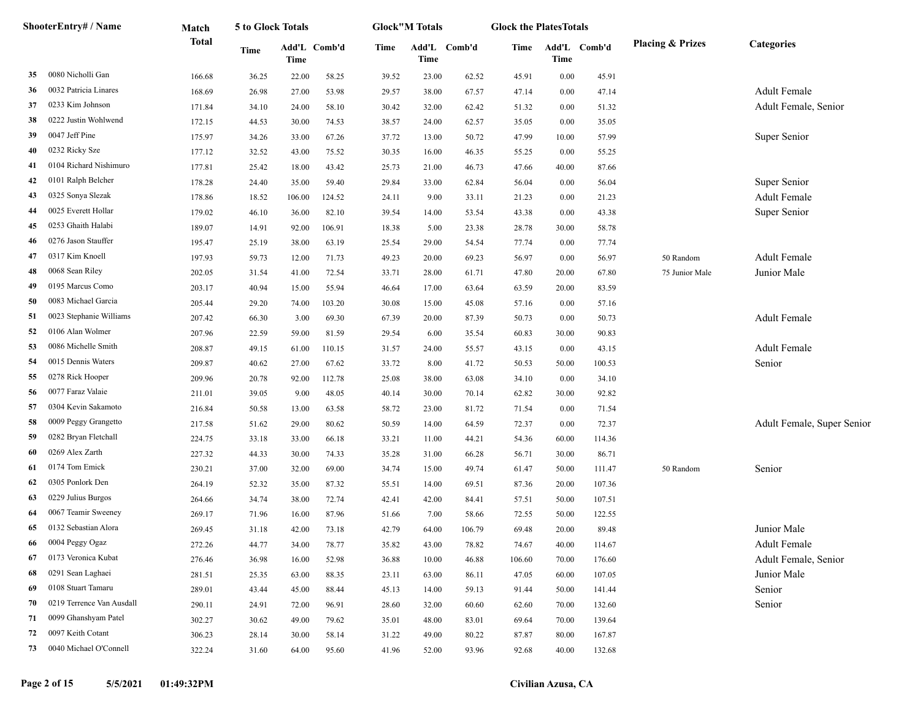| | ShooterEntry# / Name | Match Total | 5 to Glock Totals Time | Add'L Time | Comb'd | Glock"M Totals Time | Add'L Time | Comb'd | Glock the PlatesTotals Time | Add'L Time | Comb'd | Placing & Prizes | Categories |
|---|---|---|---|---|---|---|---|---|---|---|---|---|---|
| 35 | 0080 Nicholli Gan | 166.68 | 36.25 | 22.00 | 58.25 | 39.52 | 23.00 | 62.52 | 45.91 | 0.00 | 45.91 | | |
| 36 | 0032 Patricia Linares | 168.69 | 26.98 | 27.00 | 53.98 | 29.57 | 38.00 | 67.57 | 47.14 | 0.00 | 47.14 | | Adult Female |
| 37 | 0233 Kim Johnson | 171.84 | 34.10 | 24.00 | 58.10 | 30.42 | 32.00 | 62.42 | 51.32 | 0.00 | 51.32 | | Adult Female, Senior |
| 38 | 0222 Justin Wohlwend | 172.15 | 44.53 | 30.00 | 74.53 | 38.57 | 24.00 | 62.57 | 35.05 | 0.00 | 35.05 | | |
| 39 | 0047 Jeff Pine | 175.97 | 34.26 | 33.00 | 67.26 | 37.72 | 13.00 | 50.72 | 47.99 | 10.00 | 57.99 | | Super Senior |
| 40 | 0232 Ricky Sze | 177.12 | 32.52 | 43.00 | 75.52 | 30.35 | 16.00 | 46.35 | 55.25 | 0.00 | 55.25 | | |
| 41 | 0104 Richard Nishimuro | 177.81 | 25.42 | 18.00 | 43.42 | 25.73 | 21.00 | 46.73 | 47.66 | 40.00 | 87.66 | | |
| 42 | 0101 Ralph Belcher | 178.28 | 24.40 | 35.00 | 59.40 | 29.84 | 33.00 | 62.84 | 56.04 | 0.00 | 56.04 | | Super Senior |
| 43 | 0325 Sonya Slezak | 178.86 | 18.52 | 106.00 | 124.52 | 24.11 | 9.00 | 33.11 | 21.23 | 0.00 | 21.23 | | Adult Female |
| 44 | 0025 Everett Hollar | 179.02 | 46.10 | 36.00 | 82.10 | 39.54 | 14.00 | 53.54 | 43.38 | 0.00 | 43.38 | | Super Senior |
| 45 | 0253 Ghaith Halabi | 189.07 | 14.91 | 92.00 | 106.91 | 18.38 | 5.00 | 23.38 | 28.78 | 30.00 | 58.78 | | |
| 46 | 0276 Jason Stauffer | 195.47 | 25.19 | 38.00 | 63.19 | 25.54 | 29.00 | 54.54 | 77.74 | 0.00 | 77.74 | | |
| 47 | 0317 Kim Knoell | 197.93 | 59.73 | 12.00 | 71.73 | 49.23 | 20.00 | 69.23 | 56.97 | 0.00 | 56.97 | 50 Random | Adult Female |
| 48 | 0068 Sean Riley | 202.05 | 31.54 | 41.00 | 72.54 | 33.71 | 28.00 | 61.71 | 47.80 | 20.00 | 67.80 | 75 Junior Male | Junior Male |
| 49 | 0195 Marcus Como | 203.17 | 40.94 | 15.00 | 55.94 | 46.64 | 17.00 | 63.64 | 63.59 | 20.00 | 83.59 | | |
| 50 | 0083 Michael Garcia | 205.44 | 29.20 | 74.00 | 103.20 | 30.08 | 15.00 | 45.08 | 57.16 | 0.00 | 57.16 | | |
| 51 | 0023 Stephanie Williams | 207.42 | 66.30 | 3.00 | 69.30 | 67.39 | 20.00 | 87.39 | 50.73 | 0.00 | 50.73 | | Adult Female |
| 52 | 0106 Alan Wolmer | 207.96 | 22.59 | 59.00 | 81.59 | 29.54 | 6.00 | 35.54 | 60.83 | 30.00 | 90.83 | | |
| 53 | 0086 Michelle Smith | 208.87 | 49.15 | 61.00 | 110.15 | 31.57 | 24.00 | 55.57 | 43.15 | 0.00 | 43.15 | | Adult Female |
| 54 | 0015 Dennis Waters | 209.87 | 40.62 | 27.00 | 67.62 | 33.72 | 8.00 | 41.72 | 50.53 | 50.00 | 100.53 | | Senior |
| 55 | 0278 Rick Hooper | 209.96 | 20.78 | 92.00 | 112.78 | 25.08 | 38.00 | 63.08 | 34.10 | 0.00 | 34.10 | | |
| 56 | 0077 Faraz Valaie | 211.01 | 39.05 | 9.00 | 48.05 | 40.14 | 30.00 | 70.14 | 62.82 | 30.00 | 92.82 | | |
| 57 | 0304 Kevin Sakamoto | 216.84 | 50.58 | 13.00 | 63.58 | 58.72 | 23.00 | 81.72 | 71.54 | 0.00 | 71.54 | | |
| 58 | 0009 Peggy Grangetto | 217.58 | 51.62 | 29.00 | 80.62 | 50.59 | 14.00 | 64.59 | 72.37 | 0.00 | 72.37 | | Adult Female, Super Senior |
| 59 | 0282 Bryan Fletchall | 224.75 | 33.18 | 33.00 | 66.18 | 33.21 | 11.00 | 44.21 | 54.36 | 60.00 | 114.36 | | |
| 60 | 0269 Alex Zarth | 227.32 | 44.33 | 30.00 | 74.33 | 35.28 | 31.00 | 66.28 | 56.71 | 30.00 | 86.71 | | |
| 61 | 0174 Tom Emick | 230.21 | 37.00 | 32.00 | 69.00 | 34.74 | 15.00 | 49.74 | 61.47 | 50.00 | 111.47 | 50 Random | Senior |
| 62 | 0305 Ponlork Den | 264.19 | 52.32 | 35.00 | 87.32 | 55.51 | 14.00 | 69.51 | 87.36 | 20.00 | 107.36 | | |
| 63 | 0229 Julius Burgos | 264.66 | 34.74 | 38.00 | 72.74 | 42.41 | 42.00 | 84.41 | 57.51 | 50.00 | 107.51 | | |
| 64 | 0067 Teamir Sweeney | 269.17 | 71.96 | 16.00 | 87.96 | 51.66 | 7.00 | 58.66 | 72.55 | 50.00 | 122.55 | | |
| 65 | 0132 Sebastian Alora | 269.45 | 31.18 | 42.00 | 73.18 | 42.79 | 64.00 | 106.79 | 69.48 | 20.00 | 89.48 | | Junior Male |
| 66 | 0004 Peggy Ogaz | 272.26 | 44.77 | 34.00 | 78.77 | 35.82 | 43.00 | 78.82 | 74.67 | 40.00 | 114.67 | | Adult Female |
| 67 | 0173 Veronica Kubat | 276.46 | 36.98 | 16.00 | 52.98 | 36.88 | 10.00 | 46.88 | 106.60 | 70.00 | 176.60 | | Adult Female, Senior |
| 68 | 0291 Sean Laghaei | 281.51 | 25.35 | 63.00 | 88.35 | 23.11 | 63.00 | 86.11 | 47.05 | 60.00 | 107.05 | | Junior Male |
| 69 | 0108 Stuart Tamaru | 289.01 | 43.44 | 45.00 | 88.44 | 45.13 | 14.00 | 59.13 | 91.44 | 50.00 | 141.44 | | Senior |
| 70 | 0219 Terrence Van Ausdall | 290.11 | 24.91 | 72.00 | 96.91 | 28.60 | 32.00 | 60.60 | 62.60 | 70.00 | 132.60 | | Senior |
| 71 | 0099 Ghanshyam Patel | 302.27 | 30.62 | 49.00 | 79.62 | 35.01 | 48.00 | 83.01 | 69.64 | 70.00 | 139.64 | | |
| 72 | 0097 Keith Cotant | 306.23 | 28.14 | 30.00 | 58.14 | 31.22 | 49.00 | 80.22 | 87.87 | 80.00 | 167.87 | | |
| 73 | 0040 Michael O'Connell | 322.24 | 31.60 | 64.00 | 95.60 | 41.96 | 52.00 | 93.96 | 92.68 | 40.00 | 132.68 | | |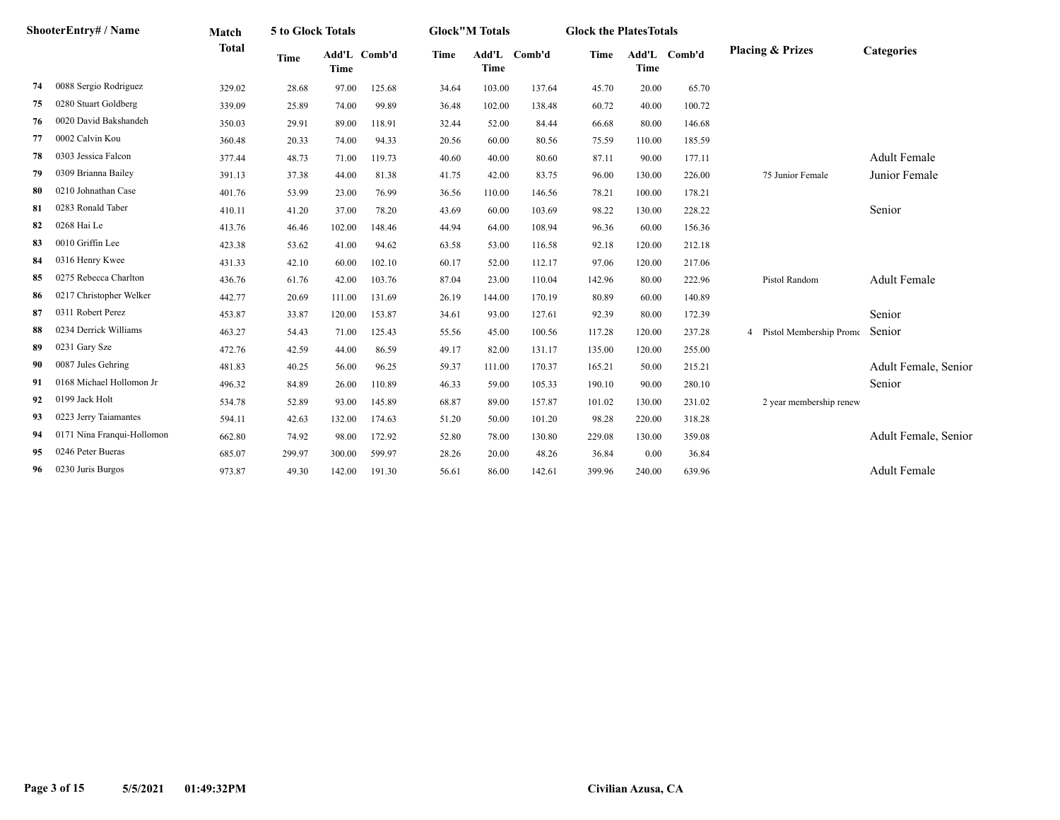| | ShooterEntry# / Name | Match Total | 5 to Glock Totals | | | Glock"M Totals | | | Glock the PlatesTotals | | | Placing & Prizes | Categories |
|---|---|---|---|---|---|---|---|---|---|---|---|---|---|
| | | | Time | Add'L Time | Comb'd | Time | Add'L Time | Comb'd | Time | Add'L Time | Comb'd | | |
| 74 | 0088 Sergio Rodriguez | 329.02 | 28.68 | 97.00 | 125.68 | 34.64 | 103.00 | 137.64 | 45.70 | 20.00 | 65.70 | | |
| 75 | 0280 Stuart Goldberg | 339.09 | 25.89 | 74.00 | 99.89 | 36.48 | 102.00 | 138.48 | 60.72 | 40.00 | 100.72 | | |
| 76 | 0020 David Bakshandeh | 350.03 | 29.91 | 89.00 | 118.91 | 32.44 | 52.00 | 84.44 | 66.68 | 80.00 | 146.68 | | |
| 77 | 0002 Calvin Kou | 360.48 | 20.33 | 74.00 | 94.33 | 20.56 | 60.00 | 80.56 | 75.59 | 110.00 | 185.59 | | |
| 78 | 0303 Jessica Falcon | 377.44 | 48.73 | 71.00 | 119.73 | 40.60 | 40.00 | 80.60 | 87.11 | 90.00 | 177.11 | | Adult Female |
| 79 | 0309 Brianna Bailey | 391.13 | 37.38 | 44.00 | 81.38 | 41.75 | 42.00 | 83.75 | 96.00 | 130.00 | 226.00 | 75 Junior Female | Junior Female |
| 80 | 0210 Johnathan Case | 401.76 | 53.99 | 23.00 | 76.99 | 36.56 | 110.00 | 146.56 | 78.21 | 100.00 | 178.21 | | |
| 81 | 0283 Ronald Taber | 410.11 | 41.20 | 37.00 | 78.20 | 43.69 | 60.00 | 103.69 | 98.22 | 130.00 | 228.22 | | Senior |
| 82 | 0268 Hai Le | 413.76 | 46.46 | 102.00 | 148.46 | 44.94 | 64.00 | 108.94 | 96.36 | 60.00 | 156.36 | | |
| 83 | 0010 Griffin Lee | 423.38 | 53.62 | 41.00 | 94.62 | 63.58 | 53.00 | 116.58 | 92.18 | 120.00 | 212.18 | | |
| 84 | 0316 Henry Kwee | 431.33 | 42.10 | 60.00 | 102.10 | 60.17 | 52.00 | 112.17 | 97.06 | 120.00 | 217.06 | | |
| 85 | 0275 Rebecca Charlton | 436.76 | 61.76 | 42.00 | 103.76 | 87.04 | 23.00 | 110.04 | 142.96 | 80.00 | 222.96 | Pistol Random | Adult Female |
| 86 | 0217 Christopher Welker | 442.77 | 20.69 | 111.00 | 131.69 | 26.19 | 144.00 | 170.19 | 80.89 | 60.00 | 140.89 | | |
| 87 | 0311 Robert Perez | 453.87 | 33.87 | 120.00 | 153.87 | 34.61 | 93.00 | 127.61 | 92.39 | 80.00 | 172.39 | | Senior |
| 88 | 0234 Derrick Williams | 463.27 | 54.43 | 71.00 | 125.43 | 55.56 | 45.00 | 100.56 | 117.28 | 120.00 | 237.28 | 4 Pistol Membership Promo | Senior |
| 89 | 0231 Gary Sze | 472.76 | 42.59 | 44.00 | 86.59 | 49.17 | 82.00 | 131.17 | 135.00 | 120.00 | 255.00 | | |
| 90 | 0087 Jules Gehring | 481.83 | 40.25 | 56.00 | 96.25 | 59.37 | 111.00 | 170.37 | 165.21 | 50.00 | 215.21 | | Adult Female, Senior |
| 91 | 0168 Michael Hollomon Jr | 496.32 | 84.89 | 26.00 | 110.89 | 46.33 | 59.00 | 105.33 | 190.10 | 90.00 | 280.10 | | Senior |
| 92 | 0199 Jack Holt | 534.78 | 52.89 | 93.00 | 145.89 | 68.87 | 89.00 | 157.87 | 101.02 | 130.00 | 231.02 | 2 year membership renew | |
| 93 | 0223 Jerry Taiamantes | 594.11 | 42.63 | 132.00 | 174.63 | 51.20 | 50.00 | 101.20 | 98.28 | 220.00 | 318.28 | | |
| 94 | 0171 Nina Franqui-Hollomon | 662.80 | 74.92 | 98.00 | 172.92 | 52.80 | 78.00 | 130.80 | 229.08 | 130.00 | 359.08 | | Adult Female, Senior |
| 95 | 0246 Peter Bueras | 685.07 | 299.97 | 300.00 | 599.97 | 28.26 | 20.00 | 48.26 | 36.84 | 0.00 | 36.84 | | |
| 96 | 0230 Juris Burgos | 973.87 | 49.30 | 142.00 | 191.30 | 56.61 | 86.00 | 142.61 | 399.96 | 240.00 | 639.96 | | Adult Female |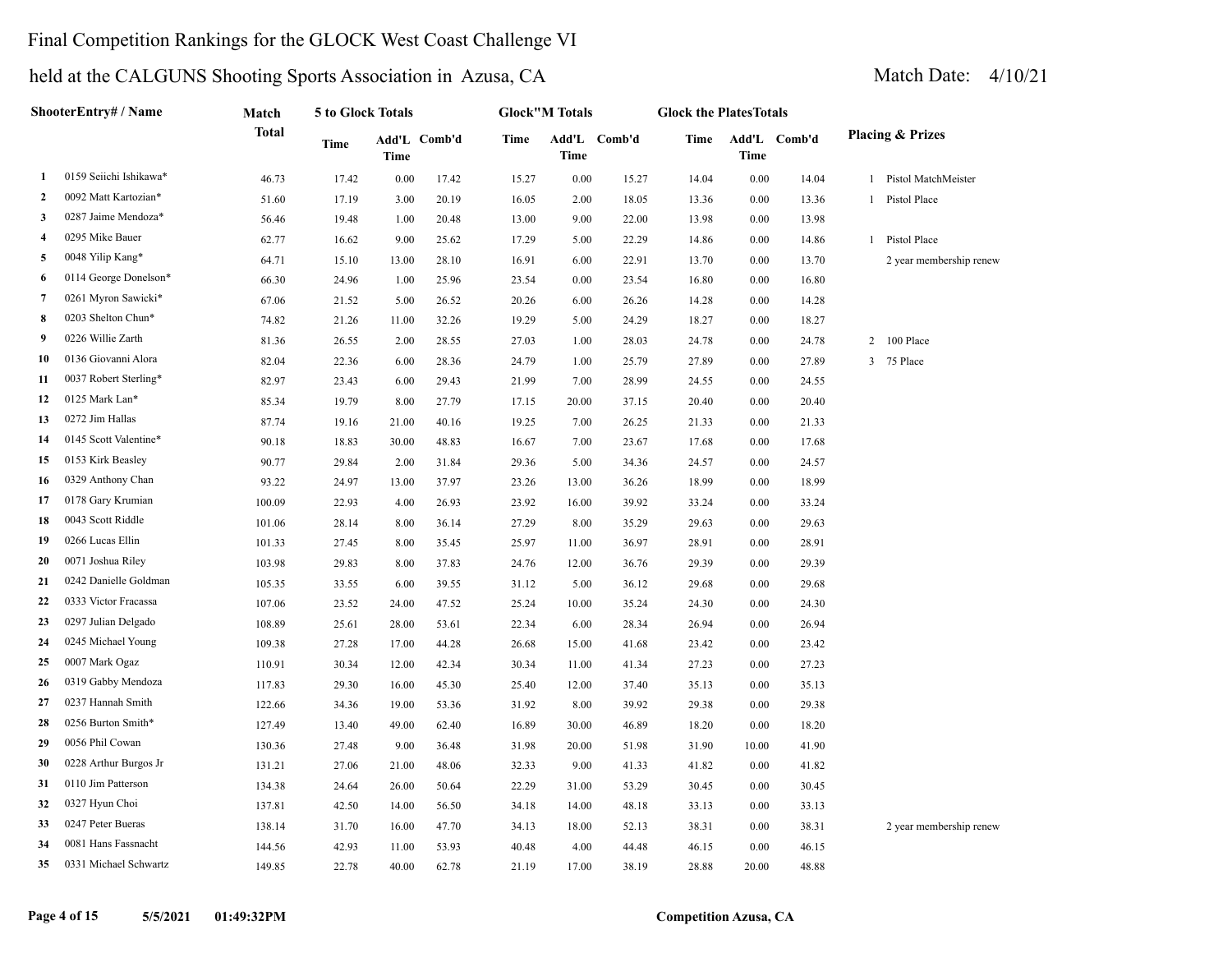Final Competition Rankings for the GLOCK West Coast Challenge VI

held at the CALGUNS Shooting Sports Association in Azusa, CA

Match Date: 4/10/21

| | ShooterEntry# / Name | Match Total | 5 to Glock Totals | | | Glock"M Totals | | | Glock the PlatesTotals | | | Placing & Prizes | |
|---|---|---|---|---|---|---|---|---|---|---|---|---|---|
| | | | Time | Add'L Time | Comb'd | Time | Add'L Time | Comb'd | Time | Add'L Time | Comb'd | | |
| 1 | 0159 Seiichi Ishikawa* | 46.73 | 17.42 | 0.00 | 17.42 | 15.27 | 0.00 | 15.27 | 14.04 | 0.00 | 14.04 | 1 | Pistol MatchMeister |
| 2 | 0092 Matt Kartozian* | 51.60 | 17.19 | 3.00 | 20.19 | 16.05 | 2.00 | 18.05 | 13.36 | 0.00 | 13.36 | 1 | Pistol Place |
| 3 | 0287 Jaime Mendoza* | 56.46 | 19.48 | 1.00 | 20.48 | 13.00 | 9.00 | 22.00 | 13.98 | 0.00 | 13.98 | | |
| 4 | 0295 Mike Bauer | 62.77 | 16.62 | 9.00 | 25.62 | 17.29 | 5.00 | 22.29 | 14.86 | 0.00 | 14.86 | 1 | Pistol Place |
| 5 | 0048 Yilip Kang* | 64.71 | 15.10 | 13.00 | 28.10 | 16.91 | 6.00 | 22.91 | 13.70 | 0.00 | 13.70 | | 2 year membership renew |
| 6 | 0114 George Donelson* | 66.30 | 24.96 | 1.00 | 25.96 | 23.54 | 0.00 | 23.54 | 16.80 | 0.00 | 16.80 | | |
| 7 | 0261 Myron Sawicki* | 67.06 | 21.52 | 5.00 | 26.52 | 20.26 | 6.00 | 26.26 | 14.28 | 0.00 | 14.28 | | |
| 8 | 0203 Shelton Chun* | 74.82 | 21.26 | 11.00 | 32.26 | 19.29 | 5.00 | 24.29 | 18.27 | 0.00 | 18.27 | | |
| 9 | 0226 Willie Zarth | 81.36 | 26.55 | 2.00 | 28.55 | 27.03 | 1.00 | 28.03 | 24.78 | 0.00 | 24.78 | 2 | 100 Place |
| 10 | 0136 Giovanni Alora | 82.04 | 22.36 | 6.00 | 28.36 | 24.79 | 1.00 | 25.79 | 27.89 | 0.00 | 27.89 | 3 | 75 Place |
| 11 | 0037 Robert Sterling* | 82.97 | 23.43 | 6.00 | 29.43 | 21.99 | 7.00 | 28.99 | 24.55 | 0.00 | 24.55 | | |
| 12 | 0125 Mark Lan* | 85.34 | 19.79 | 8.00 | 27.79 | 17.15 | 20.00 | 37.15 | 20.40 | 0.00 | 20.40 | | |
| 13 | 0272 Jim Hallas | 87.74 | 19.16 | 21.00 | 40.16 | 19.25 | 7.00 | 26.25 | 21.33 | 0.00 | 21.33 | | |
| 14 | 0145 Scott Valentine* | 90.18 | 18.83 | 30.00 | 48.83 | 16.67 | 7.00 | 23.67 | 17.68 | 0.00 | 17.68 | | |
| 15 | 0153 Kirk Beasley | 90.77 | 29.84 | 2.00 | 31.84 | 29.36 | 5.00 | 34.36 | 24.57 | 0.00 | 24.57 | | |
| 16 | 0329 Anthony Chan | 93.22 | 24.97 | 13.00 | 37.97 | 23.26 | 13.00 | 36.26 | 18.99 | 0.00 | 18.99 | | |
| 17 | 0178 Gary Krumian | 100.09 | 22.93 | 4.00 | 26.93 | 23.92 | 16.00 | 39.92 | 33.24 | 0.00 | 33.24 | | |
| 18 | 0043 Scott Riddle | 101.06 | 28.14 | 8.00 | 36.14 | 27.29 | 8.00 | 35.29 | 29.63 | 0.00 | 29.63 | | |
| 19 | 0266 Lucas Ellin | 101.33 | 27.45 | 8.00 | 35.45 | 25.97 | 11.00 | 36.97 | 28.91 | 0.00 | 28.91 | | |
| 20 | 0071 Joshua Riley | 103.98 | 29.83 | 8.00 | 37.83 | 24.76 | 12.00 | 36.76 | 29.39 | 0.00 | 29.39 | | |
| 21 | 0242 Danielle Goldman | 105.35 | 33.55 | 6.00 | 39.55 | 31.12 | 5.00 | 36.12 | 29.68 | 0.00 | 29.68 | | |
| 22 | 0333 Victor Fracassa | 107.06 | 23.52 | 24.00 | 47.52 | 25.24 | 10.00 | 35.24 | 24.30 | 0.00 | 24.30 | | |
| 23 | 0297 Julian Delgado | 108.89 | 25.61 | 28.00 | 53.61 | 22.34 | 6.00 | 28.34 | 26.94 | 0.00 | 26.94 | | |
| 24 | 0245 Michael Young | 109.38 | 27.28 | 17.00 | 44.28 | 26.68 | 15.00 | 41.68 | 23.42 | 0.00 | 23.42 | | |
| 25 | 0007 Mark Ogaz | 110.91 | 30.34 | 12.00 | 42.34 | 30.34 | 11.00 | 41.34 | 27.23 | 0.00 | 27.23 | | |
| 26 | 0319 Gabby Mendoza | 117.83 | 29.30 | 16.00 | 45.30 | 25.40 | 12.00 | 37.40 | 35.13 | 0.00 | 35.13 | | |
| 27 | 0237 Hannah Smith | 122.66 | 34.36 | 19.00 | 53.36 | 31.92 | 8.00 | 39.92 | 29.38 | 0.00 | 29.38 | | |
| 28 | 0256 Burton Smith* | 127.49 | 13.40 | 49.00 | 62.40 | 16.89 | 30.00 | 46.89 | 18.20 | 0.00 | 18.20 | | |
| 29 | 0056 Phil Cowan | 130.36 | 27.48 | 9.00 | 36.48 | 31.98 | 20.00 | 51.98 | 31.90 | 10.00 | 41.90 | | |
| 30 | 0228 Arthur Burgos Jr | 131.21 | 27.06 | 21.00 | 48.06 | 32.33 | 9.00 | 41.33 | 41.82 | 0.00 | 41.82 | | |
| 31 | 0110 Jim Patterson | 134.38 | 24.64 | 26.00 | 50.64 | 22.29 | 31.00 | 53.29 | 30.45 | 0.00 | 30.45 | | |
| 32 | 0327 Hyun Choi | 137.81 | 42.50 | 14.00 | 56.50 | 34.18 | 14.00 | 48.18 | 33.13 | 0.00 | 33.13 | | |
| 33 | 0247 Peter Bueras | 138.14 | 31.70 | 16.00 | 47.70 | 34.13 | 18.00 | 52.13 | 38.31 | 0.00 | 38.31 | | 2 year membership renew |
| 34 | 0081 Hans Fassnacht | 144.56 | 42.93 | 11.00 | 53.93 | 40.48 | 4.00 | 44.48 | 46.15 | 0.00 | 46.15 | | |
| 35 | 0331 Michael Schwartz | 149.85 | 22.78 | 40.00 | 62.78 | 21.19 | 17.00 | 38.19 | 28.88 | 20.00 | 48.88 | | |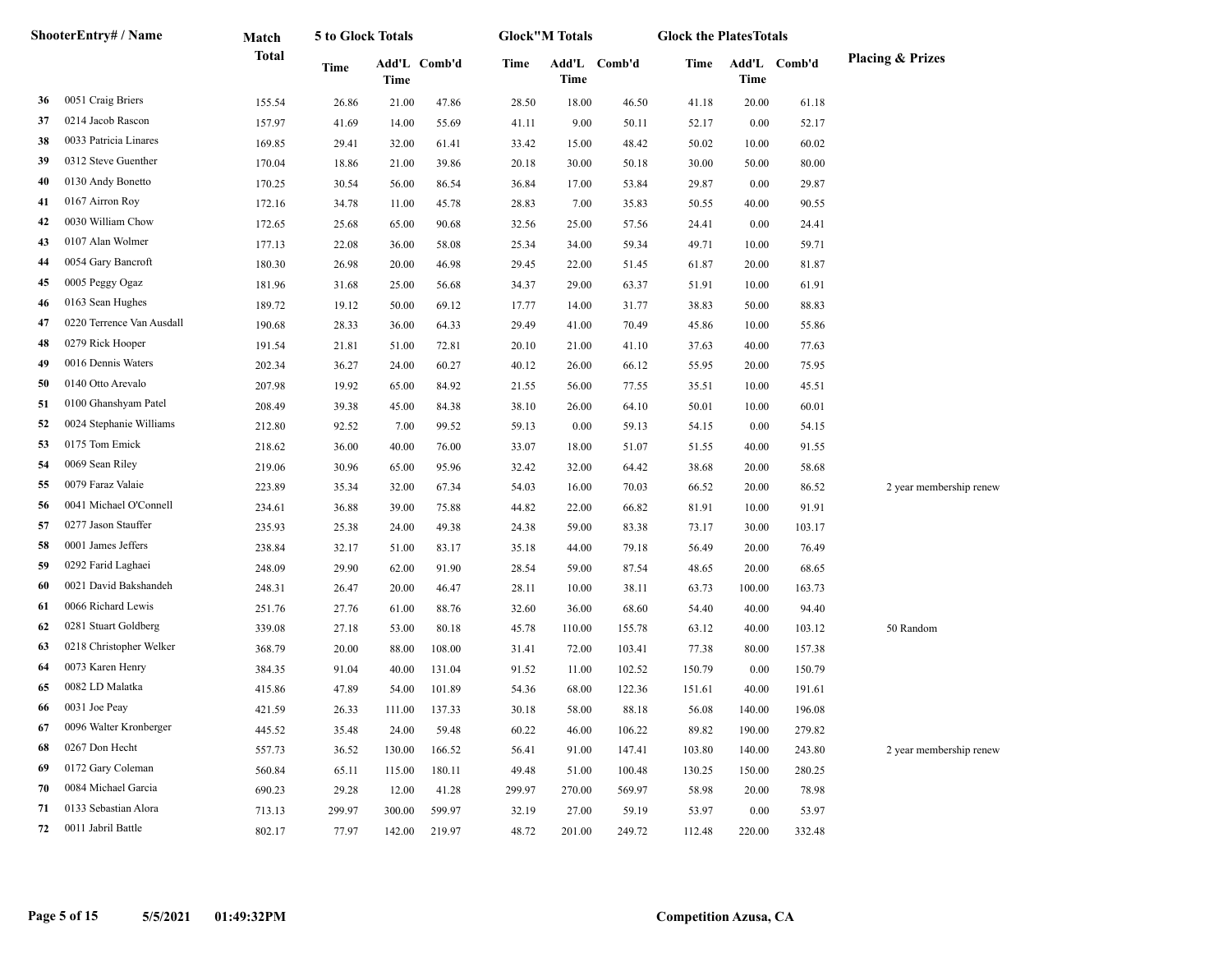| # | ShooterEntry# / Name | Match Total | 5 to Glock Totals | | | Glock"M Totals | | | Glock the PlatesTotals | | | Placing & Prizes |
|---|---|---|---|---|---|---|---|---|---|---|---|---|
| | | | Time | Add'L Time | Comb'd | Time | Add'L Time | Comb'd | Time | Add'L Time | Comb'd | |
| 36 | 0051 Craig Briers | 155.54 | 26.86 | 21.00 | 47.86 | 28.50 | 18.00 | 46.50 | 41.18 | 20.00 | 61.18 | |
| 37 | 0214 Jacob Rascon | 157.97 | 41.69 | 14.00 | 55.69 | 41.11 | 9.00 | 50.11 | 52.17 | 0.00 | 52.17 | |
| 38 | 0033 Patricia Linares | 169.85 | 29.41 | 32.00 | 61.41 | 33.42 | 15.00 | 48.42 | 50.02 | 10.00 | 60.02 | |
| 39 | 0312 Steve Guenther | 170.04 | 18.86 | 21.00 | 39.86 | 20.18 | 30.00 | 50.18 | 30.00 | 50.00 | 80.00 | |
| 40 | 0130 Andy Bonetto | 170.25 | 30.54 | 56.00 | 86.54 | 36.84 | 17.00 | 53.84 | 29.87 | 0.00 | 29.87 | |
| 41 | 0167 Airron Roy | 172.16 | 34.78 | 11.00 | 45.78 | 28.83 | 7.00 | 35.83 | 50.55 | 40.00 | 90.55 | |
| 42 | 0030 William Chow | 172.65 | 25.68 | 65.00 | 90.68 | 32.56 | 25.00 | 57.56 | 24.41 | 0.00 | 24.41 | |
| 43 | 0107 Alan Wolmer | 177.13 | 22.08 | 36.00 | 58.08 | 25.34 | 34.00 | 59.34 | 49.71 | 10.00 | 59.71 | |
| 44 | 0054 Gary Bancroft | 180.30 | 26.98 | 20.00 | 46.98 | 29.45 | 22.00 | 51.45 | 61.87 | 20.00 | 81.87 | |
| 45 | 0005 Peggy Ogaz | 181.96 | 31.68 | 25.00 | 56.68 | 34.37 | 29.00 | 63.37 | 51.91 | 10.00 | 61.91 | |
| 46 | 0163 Sean Hughes | 189.72 | 19.12 | 50.00 | 69.12 | 17.77 | 14.00 | 31.77 | 38.83 | 50.00 | 88.83 | |
| 47 | 0220 Terrence Van Ausdall | 190.68 | 28.33 | 36.00 | 64.33 | 29.49 | 41.00 | 70.49 | 45.86 | 10.00 | 55.86 | |
| 48 | 0279 Rick Hooper | 191.54 | 21.81 | 51.00 | 72.81 | 20.10 | 21.00 | 41.10 | 37.63 | 40.00 | 77.63 | |
| 49 | 0016 Dennis Waters | 202.34 | 36.27 | 24.00 | 60.27 | 40.12 | 26.00 | 66.12 | 55.95 | 20.00 | 75.95 | |
| 50 | 0140 Otto Arevalo | 207.98 | 19.92 | 65.00 | 84.92 | 21.55 | 56.00 | 77.55 | 35.51 | 10.00 | 45.51 | |
| 51 | 0100 Ghanshyam Patel | 208.49 | 39.38 | 45.00 | 84.38 | 38.10 | 26.00 | 64.10 | 50.01 | 10.00 | 60.01 | |
| 52 | 0024 Stephanie Williams | 212.80 | 92.52 | 7.00 | 99.52 | 59.13 | 0.00 | 59.13 | 54.15 | 0.00 | 54.15 | |
| 53 | 0175 Tom Emick | 218.62 | 36.00 | 40.00 | 76.00 | 33.07 | 18.00 | 51.07 | 51.55 | 40.00 | 91.55 | |
| 54 | 0069 Sean Riley | 219.06 | 30.96 | 65.00 | 95.96 | 32.42 | 32.00 | 64.42 | 38.68 | 20.00 | 58.68 | |
| 55 | 0079 Faraz Valaie | 223.89 | 35.34 | 32.00 | 67.34 | 54.03 | 16.00 | 70.03 | 66.52 | 20.00 | 86.52 | 2 year membership renew |
| 56 | 0041 Michael O'Connell | 234.61 | 36.88 | 39.00 | 75.88 | 44.82 | 22.00 | 66.82 | 81.91 | 10.00 | 91.91 | |
| 57 | 0277 Jason Stauffer | 235.93 | 25.38 | 24.00 | 49.38 | 24.38 | 59.00 | 83.38 | 73.17 | 30.00 | 103.17 | |
| 58 | 0001 James Jeffers | 238.84 | 32.17 | 51.00 | 83.17 | 35.18 | 44.00 | 79.18 | 56.49 | 20.00 | 76.49 | |
| 59 | 0292 Farid Laghaei | 248.09 | 29.90 | 62.00 | 91.90 | 28.54 | 59.00 | 87.54 | 48.65 | 20.00 | 68.65 | |
| 60 | 0021 David Bakshandeh | 248.31 | 26.47 | 20.00 | 46.47 | 28.11 | 10.00 | 38.11 | 63.73 | 100.00 | 163.73 | |
| 61 | 0066 Richard Lewis | 251.76 | 27.76 | 61.00 | 88.76 | 32.60 | 36.00 | 68.60 | 54.40 | 40.00 | 94.40 | |
| 62 | 0281 Stuart Goldberg | 339.08 | 27.18 | 53.00 | 80.18 | 45.78 | 110.00 | 155.78 | 63.12 | 40.00 | 103.12 | 50 Random |
| 63 | 0218 Christopher Welker | 368.79 | 20.00 | 88.00 | 108.00 | 31.41 | 72.00 | 103.41 | 77.38 | 80.00 | 157.38 | |
| 64 | 0073 Karen Henry | 384.35 | 91.04 | 40.00 | 131.04 | 91.52 | 11.00 | 102.52 | 150.79 | 0.00 | 150.79 | |
| 65 | 0082 LD Malatka | 415.86 | 47.89 | 54.00 | 101.89 | 54.36 | 68.00 | 122.36 | 151.61 | 40.00 | 191.61 | |
| 66 | 0031 Joe Peay | 421.59 | 26.33 | 111.00 | 137.33 | 30.18 | 58.00 | 88.18 | 56.08 | 140.00 | 196.08 | |
| 67 | 0096 Walter Kronberger | 445.52 | 35.48 | 24.00 | 59.48 | 60.22 | 46.00 | 106.22 | 89.82 | 190.00 | 279.82 | |
| 68 | 0267 Don Hecht | 557.73 | 36.52 | 130.00 | 166.52 | 56.41 | 91.00 | 147.41 | 103.80 | 140.00 | 243.80 | 2 year membership renew |
| 69 | 0172 Gary Coleman | 560.84 | 65.11 | 115.00 | 180.11 | 49.48 | 51.00 | 100.48 | 130.25 | 150.00 | 280.25 | |
| 70 | 0084 Michael Garcia | 690.23 | 29.28 | 12.00 | 41.28 | 299.97 | 270.00 | 569.97 | 58.98 | 20.00 | 78.98 | |
| 71 | 0133 Sebastian Alora | 713.13 | 299.97 | 300.00 | 599.97 | 32.19 | 27.00 | 59.19 | 53.97 | 0.00 | 53.97 | |
| 72 | 0011 Jabril Battle | 802.17 | 77.97 | 142.00 | 219.97 | 48.72 | 201.00 | 249.72 | 112.48 | 220.00 | 332.48 | |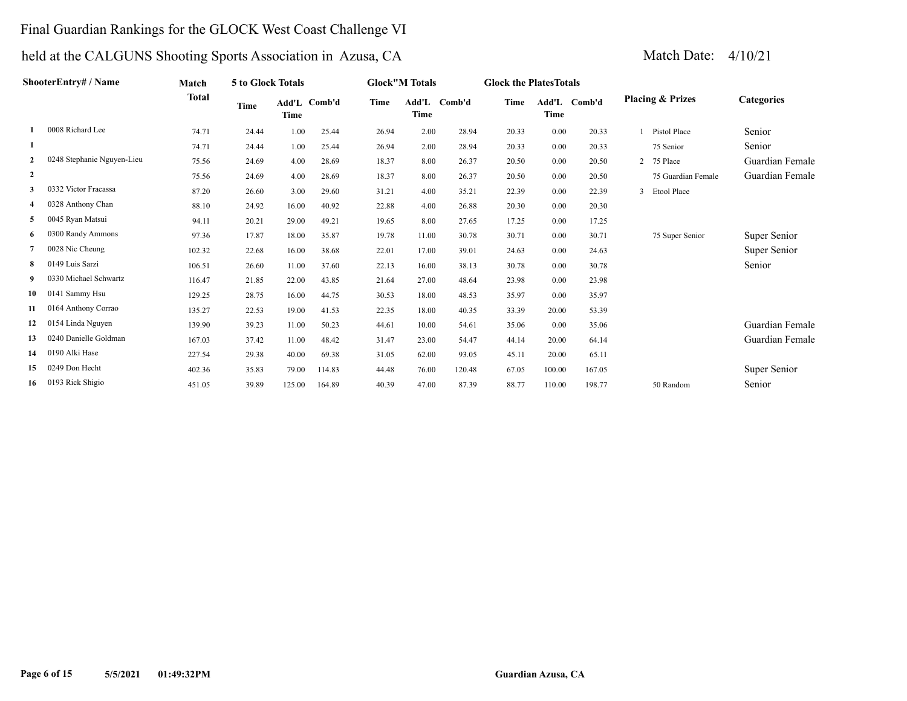# Final Guardian Rankings for the GLOCK West Coast Challenge VI

## held at the CALGUNS Shooting Sports Association in Azusa, CA

Match Date: 4/10/21

| | ShooterEntry# / Name | Match Total | 5 to Glock Totals | | | Glock"M Totals | | | Glock the PlatesTotals | | | Placing & Prizes | Categories |
|---|---|---|---|---|---|---|---|---|---|---|---|---|---|
| | | | Time | Add'L Time | Comb'd | Time | Add'L Time | Comb'd | Time | Add'L Time | Comb'd | | |
| 1 | 0008 Richard Lee | 74.71 | 24.44 | 1.00 | 25.44 | 26.94 | 2.00 | 28.94 | 20.33 | 0.00 | 20.33 | 1 Pistol Place | Senior |
| 1 | | 74.71 | 24.44 | 1.00 | 25.44 | 26.94 | 2.00 | 28.94 | 20.33 | 0.00 | 20.33 | 75 Senior | Senior |
| 2 | 0248 Stephanie Nguyen-Lieu | 75.56 | 24.69 | 4.00 | 28.69 | 18.37 | 8.00 | 26.37 | 20.50 | 0.00 | 20.50 | 2 75 Place | Guardian Female |
| 2 | | 75.56 | 24.69 | 4.00 | 28.69 | 18.37 | 8.00 | 26.37 | 20.50 | 0.00 | 20.50 | 75 Guardian Female | Guardian Female |
| 3 | 0332 Victor Fracassa | 87.20 | 26.60 | 3.00 | 29.60 | 31.21 | 4.00 | 35.21 | 22.39 | 0.00 | 22.39 | 3 Etool Place | |
| 4 | 0328 Anthony Chan | 88.10 | 24.92 | 16.00 | 40.92 | 22.88 | 4.00 | 26.88 | 20.30 | 0.00 | 20.30 | | |
| 5 | 0045 Ryan Matsui | 94.11 | 20.21 | 29.00 | 49.21 | 19.65 | 8.00 | 27.65 | 17.25 | 0.00 | 17.25 | | |
| 6 | 0300 Randy Ammons | 97.36 | 17.87 | 18.00 | 35.87 | 19.78 | 11.00 | 30.78 | 30.71 | 0.00 | 30.71 | 75 Super Senior | Super Senior |
| 7 | 0028 Nic Cheung | 102.32 | 22.68 | 16.00 | 38.68 | 22.01 | 17.00 | 39.01 | 24.63 | 0.00 | 24.63 | | Super Senior |
| 8 | 0149 Luis Sarzi | 106.51 | 26.60 | 11.00 | 37.60 | 22.13 | 16.00 | 38.13 | 30.78 | 0.00 | 30.78 | | Senior |
| 9 | 0330 Michael Schwartz | 116.47 | 21.85 | 22.00 | 43.85 | 21.64 | 27.00 | 48.64 | 23.98 | 0.00 | 23.98 | | |
| 10 | 0141 Sammy Hsu | 129.25 | 28.75 | 16.00 | 44.75 | 30.53 | 18.00 | 48.53 | 35.97 | 0.00 | 35.97 | | |
| 11 | 0164 Anthony Corrao | 135.27 | 22.53 | 19.00 | 41.53 | 22.35 | 18.00 | 40.35 | 33.39 | 20.00 | 53.39 | | |
| 12 | 0154 Linda Nguyen | 139.90 | 39.23 | 11.00 | 50.23 | 44.61 | 10.00 | 54.61 | 35.06 | 0.00 | 35.06 | | Guardian Female |
| 13 | 0240 Danielle Goldman | 167.03 | 37.42 | 11.00 | 48.42 | 31.47 | 23.00 | 54.47 | 44.14 | 20.00 | 64.14 | | Guardian Female |
| 14 | 0190 Alki Hase | 227.54 | 29.38 | 40.00 | 69.38 | 31.05 | 62.00 | 93.05 | 45.11 | 20.00 | 65.11 | | |
| 15 | 0249 Don Hecht | 402.36 | 35.83 | 79.00 | 114.83 | 44.48 | 76.00 | 120.48 | 67.05 | 100.00 | 167.05 | | Super Senior |
| 16 | 0193 Rick Shigio | 451.05 | 39.89 | 125.00 | 164.89 | 40.39 | 47.00 | 87.39 | 88.77 | 110.00 | 198.77 | 50 Random | Senior |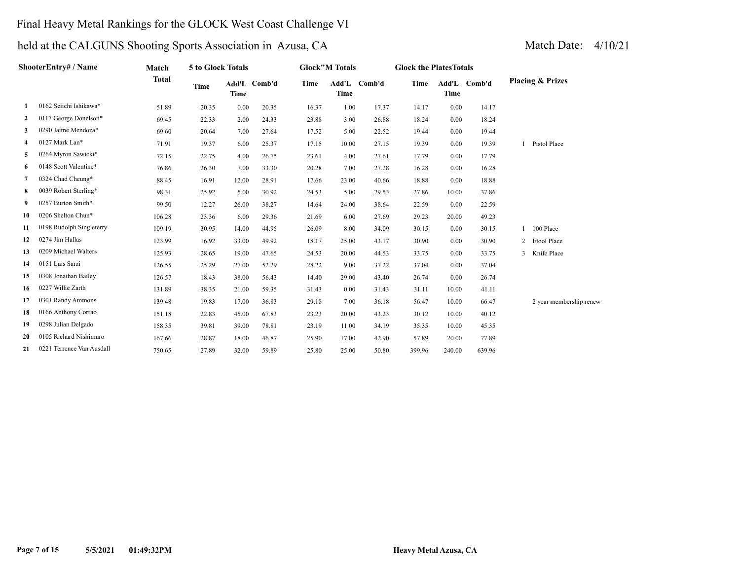# Final Heavy Metal Rankings for the GLOCK West Coast Challenge VI

## held at the CALGUNS Shooting Sports Association in Azusa, CA

Match Date: 4/10/21

| | ShooterEntry# / Name | Match Total | 5 to Glock Totals | | | Glock"M Totals | | | Glock the PlatesTotals | | | Placing & Prizes |
|---|---|---|---|---|---|---|---|---|---|---|---|---|
| | | | Time | Add'L Time | Comb'd | Time | Add'L Time | Comb'd | Time | Add'L Time | Comb'd | |
| 1 | 0162 Seiichi Ishikawa* | 51.89 | 20.35 | 0.00 | 20.35 | 16.37 | 1.00 | 17.37 | 14.17 | 0.00 | 14.17 | |
| 2 | 0117 George Donelson* | 69.45 | 22.33 | 2.00 | 24.33 | 23.88 | 3.00 | 26.88 | 18.24 | 0.00 | 18.24 | |
| 3 | 0290 Jaime Mendoza* | 69.60 | 20.64 | 7.00 | 27.64 | 17.52 | 5.00 | 22.52 | 19.44 | 0.00 | 19.44 | |
| 4 | 0127 Mark Lan* | 71.91 | 19.37 | 6.00 | 25.37 | 17.15 | 10.00 | 27.15 | 19.39 | 0.00 | 19.39 | 1 Pistol Place |
| 5 | 0264 Myron Sawicki* | 72.15 | 22.75 | 4.00 | 26.75 | 23.61 | 4.00 | 27.61 | 17.79 | 0.00 | 17.79 | |
| 6 | 0148 Scott Valentine* | 76.86 | 26.30 | 7.00 | 33.30 | 20.28 | 7.00 | 27.28 | 16.28 | 0.00 | 16.28 | |
| 7 | 0324 Chad Cheung* | 88.45 | 16.91 | 12.00 | 28.91 | 17.66 | 23.00 | 40.66 | 18.88 | 0.00 | 18.88 | |
| 8 | 0039 Robert Sterling* | 98.31 | 25.92 | 5.00 | 30.92 | 24.53 | 5.00 | 29.53 | 27.86 | 10.00 | 37.86 | |
| 9 | 0257 Burton Smith* | 99.50 | 12.27 | 26.00 | 38.27 | 14.64 | 24.00 | 38.64 | 22.59 | 0.00 | 22.59 | |
| 10 | 0206 Shelton Chun* | 106.28 | 23.36 | 6.00 | 29.36 | 21.69 | 6.00 | 27.69 | 29.23 | 20.00 | 49.23 | |
| 11 | 0198 Rudolph Singleterry | 109.19 | 30.95 | 14.00 | 44.95 | 26.09 | 8.00 | 34.09 | 30.15 | 0.00 | 30.15 | 1 100 Place |
| 12 | 0274 Jim Hallas | 123.99 | 16.92 | 33.00 | 49.92 | 18.17 | 25.00 | 43.17 | 30.90 | 0.00 | 30.90 | 2 Etool Place |
| 13 | 0209 Michael Walters | 125.93 | 28.65 | 19.00 | 47.65 | 24.53 | 20.00 | 44.53 | 33.75 | 0.00 | 33.75 | 3 Knife Place |
| 14 | 0151 Luis Sarzi | 126.55 | 25.29 | 27.00 | 52.29 | 28.22 | 9.00 | 37.22 | 37.04 | 0.00 | 37.04 | |
| 15 | 0308 Jonathan Bailey | 126.57 | 18.43 | 38.00 | 56.43 | 14.40 | 29.00 | 43.40 | 26.74 | 0.00 | 26.74 | |
| 16 | 0227 Willie Zarth | 131.89 | 38.35 | 21.00 | 59.35 | 31.43 | 0.00 | 31.43 | 31.11 | 10.00 | 41.11 | |
| 17 | 0301 Randy Ammons | 139.48 | 19.83 | 17.00 | 36.83 | 29.18 | 7.00 | 36.18 | 56.47 | 10.00 | 66.47 | 2 year membership renew |
| 18 | 0166 Anthony Corrao | 151.18 | 22.83 | 45.00 | 67.83 | 23.23 | 20.00 | 43.23 | 30.12 | 10.00 | 40.12 | |
| 19 | 0298 Julian Delgado | 158.35 | 39.81 | 39.00 | 78.81 | 23.19 | 11.00 | 34.19 | 35.35 | 10.00 | 45.35 | |
| 20 | 0105 Richard Nishimuro | 167.66 | 28.87 | 18.00 | 46.87 | 25.90 | 17.00 | 42.90 | 57.89 | 20.00 | 77.89 | |
| 21 | 0221 Terrence Van Ausdall | 750.65 | 27.89 | 32.00 | 59.89 | 25.80 | 25.00 | 50.80 | 399.96 | 240.00 | 639.96 | |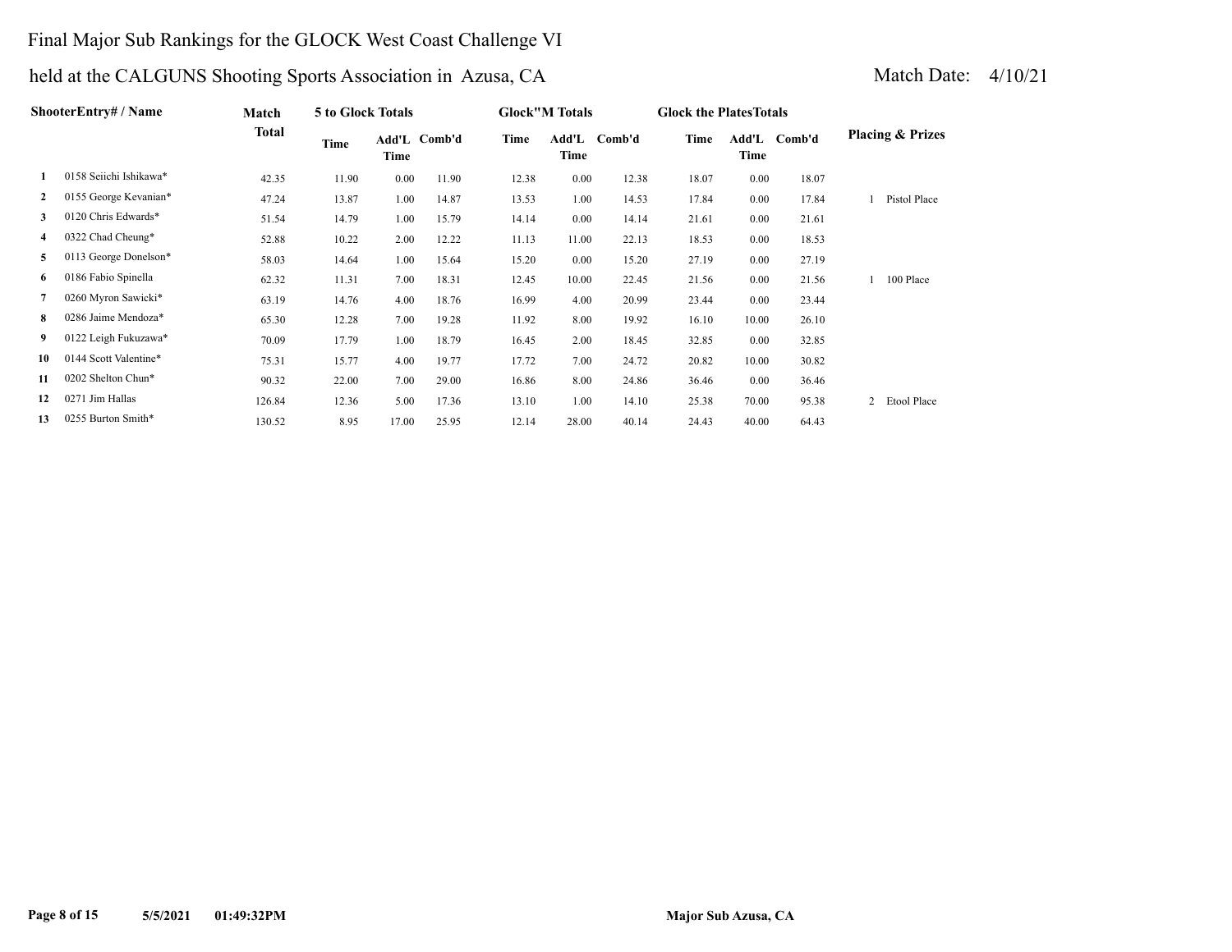# Final Major Sub Rankings for the GLOCK West Coast Challenge VI

## held at the CALGUNS Shooting Sports Association in Azusa, CA

Match Date: 4/10/21

| | ShooterEntry# / Name | Match Total | 5 to Glock Totals | | | Glock"M Totals | | | Glock the PlatesTotals | | | Placing & Prizes |
|---|---|---|---|---|---|---|---|---|---|---|---|---|
| | | | Time | Add'L Time | Comb'd | Time | Add'L Time | Comb'd | Time | Add'L Time | Comb'd | |
| 1 | 0158 Seiichi Ishikawa* | 42.35 | 11.90 | 0.00 | 11.90 | 12.38 | 0.00 | 12.38 | 18.07 | 0.00 | 18.07 | |
| 2 | 0155 George Kevanian* | 47.24 | 13.87 | 1.00 | 14.87 | 13.53 | 1.00 | 14.53 | 17.84 | 0.00 | 17.84 | 1 Pistol Place |
| 3 | 0120 Chris Edwards* | 51.54 | 14.79 | 1.00 | 15.79 | 14.14 | 0.00 | 14.14 | 21.61 | 0.00 | 21.61 | |
| 4 | 0322 Chad Cheung* | 52.88 | 10.22 | 2.00 | 12.22 | 11.13 | 11.00 | 22.13 | 18.53 | 0.00 | 18.53 | |
| 5 | 0113 George Donelson* | 58.03 | 14.64 | 1.00 | 15.64 | 15.20 | 0.00 | 15.20 | 27.19 | 0.00 | 27.19 | |
| 6 | 0186 Fabio Spinella | 62.32 | 11.31 | 7.00 | 18.31 | 12.45 | 10.00 | 22.45 | 21.56 | 0.00 | 21.56 | 1 100 Place |
| 7 | 0260 Myron Sawicki* | 63.19 | 14.76 | 4.00 | 18.76 | 16.99 | 4.00 | 20.99 | 23.44 | 0.00 | 23.44 | |
| 8 | 0286 Jaime Mendoza* | 65.30 | 12.28 | 7.00 | 19.28 | 11.92 | 8.00 | 19.92 | 16.10 | 10.00 | 26.10 | |
| 9 | 0122 Leigh Fukuzawa* | 70.09 | 17.79 | 1.00 | 18.79 | 16.45 | 2.00 | 18.45 | 32.85 | 0.00 | 32.85 | |
| 10 | 0144 Scott Valentine* | 75.31 | 15.77 | 4.00 | 19.77 | 17.72 | 7.00 | 24.72 | 20.82 | 10.00 | 30.82 | |
| 11 | 0202 Shelton Chun* | 90.32 | 22.00 | 7.00 | 29.00 | 16.86 | 8.00 | 24.86 | 36.46 | 0.00 | 36.46 | |
| 12 | 0271 Jim Hallas | 126.84 | 12.36 | 5.00 | 17.36 | 13.10 | 1.00 | 14.10 | 25.38 | 70.00 | 95.38 | 2 Etool Place |
| 13 | 0255 Burton Smith* | 130.52 | 8.95 | 17.00 | 25.95 | 12.14 | 28.00 | 40.14 | 24.43 | 40.00 | 64.43 | |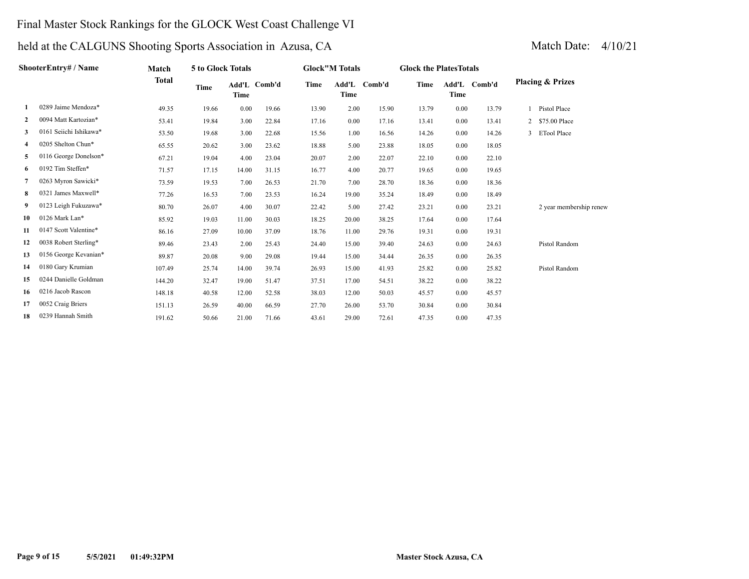# Final Master Stock Rankings for the GLOCK West Coast Challenge VI

## held at the CALGUNS Shooting Sports Association in Azusa, CA

Match Date: 4/10/21

| | ShooterEntry# / Name | Match Total | 5 to Glock Totals | | | Glock"M Totals | | | Glock the PlatesTotals | | | Placing & Prizes | |
|---|---|---|---|---|---|---|---|---|---|---|---|---|---|
| | | | Time | Add'L Time | Comb'd | Time | Add'L Time | Comb'd | Time | Add'L Time | Comb'd | | |
| 1 | 0289 Jaime Mendoza* | 49.35 | 19.66 | 0.00 | 19.66 | 13.90 | 2.00 | 15.90 | 13.79 | 0.00 | 13.79 | 1 | Pistol Place |
| 2 | 0094 Matt Kartozian* | 53.41 | 19.84 | 3.00 | 22.84 | 17.16 | 0.00 | 17.16 | 13.41 | 0.00 | 13.41 | 2 | $75.00 Place |
| 3 | 0161 Seiichi Ishikawa* | 53.50 | 19.68 | 3.00 | 22.68 | 15.56 | 1.00 | 16.56 | 14.26 | 0.00 | 14.26 | 3 | ETool Place |
| 4 | 0205 Shelton Chun* | 65.55 | 20.62 | 3.00 | 23.62 | 18.88 | 5.00 | 23.88 | 18.05 | 0.00 | 18.05 | | |
| 5 | 0116 George Donelson* | 67.21 | 19.04 | 4.00 | 23.04 | 20.07 | 2.00 | 22.07 | 22.10 | 0.00 | 22.10 | | |
| 6 | 0192 Tim Steffen* | 71.57 | 17.15 | 14.00 | 31.15 | 16.77 | 4.00 | 20.77 | 19.65 | 0.00 | 19.65 | | |
| 7 | 0263 Myron Sawicki* | 73.59 | 19.53 | 7.00 | 26.53 | 21.70 | 7.00 | 28.70 | 18.36 | 0.00 | 18.36 | | |
| 8 | 0321 James Maxwell* | 77.26 | 16.53 | 7.00 | 23.53 | 16.24 | 19.00 | 35.24 | 18.49 | 0.00 | 18.49 | | |
| 9 | 0123 Leigh Fukuzawa* | 80.70 | 26.07 | 4.00 | 30.07 | 22.42 | 5.00 | 27.42 | 23.21 | 0.00 | 23.21 | | 2 year membership renew |
| 10 | 0126 Mark Lan* | 85.92 | 19.03 | 11.00 | 30.03 | 18.25 | 20.00 | 38.25 | 17.64 | 0.00 | 17.64 | | |
| 11 | 0147 Scott Valentine* | 86.16 | 27.09 | 10.00 | 37.09 | 18.76 | 11.00 | 29.76 | 19.31 | 0.00 | 19.31 | | |
| 12 | 0038 Robert Sterling* | 89.46 | 23.43 | 2.00 | 25.43 | 24.40 | 15.00 | 39.40 | 24.63 | 0.00 | 24.63 | | Pistol Random |
| 13 | 0156 George Kevanian* | 89.87 | 20.08 | 9.00 | 29.08 | 19.44 | 15.00 | 34.44 | 26.35 | 0.00 | 26.35 | | |
| 14 | 0180 Gary Krumian | 107.49 | 25.74 | 14.00 | 39.74 | 26.93 | 15.00 | 41.93 | 25.82 | 0.00 | 25.82 | | Pistol Random |
| 15 | 0244 Danielle Goldman | 144.20 | 32.47 | 19.00 | 51.47 | 37.51 | 17.00 | 54.51 | 38.22 | 0.00 | 38.22 | | |
| 16 | 0216 Jacob Rascon | 148.18 | 40.58 | 12.00 | 52.58 | 38.03 | 12.00 | 50.03 | 45.57 | 0.00 | 45.57 | | |
| 17 | 0052 Craig Briers | 151.13 | 26.59 | 40.00 | 66.59 | 27.70 | 26.00 | 53.70 | 30.84 | 0.00 | 30.84 | | |
| 18 | 0239 Hannah Smith | 191.62 | 50.66 | 21.00 | 71.66 | 43.61 | 29.00 | 72.61 | 47.35 | 0.00 | 47.35 | | |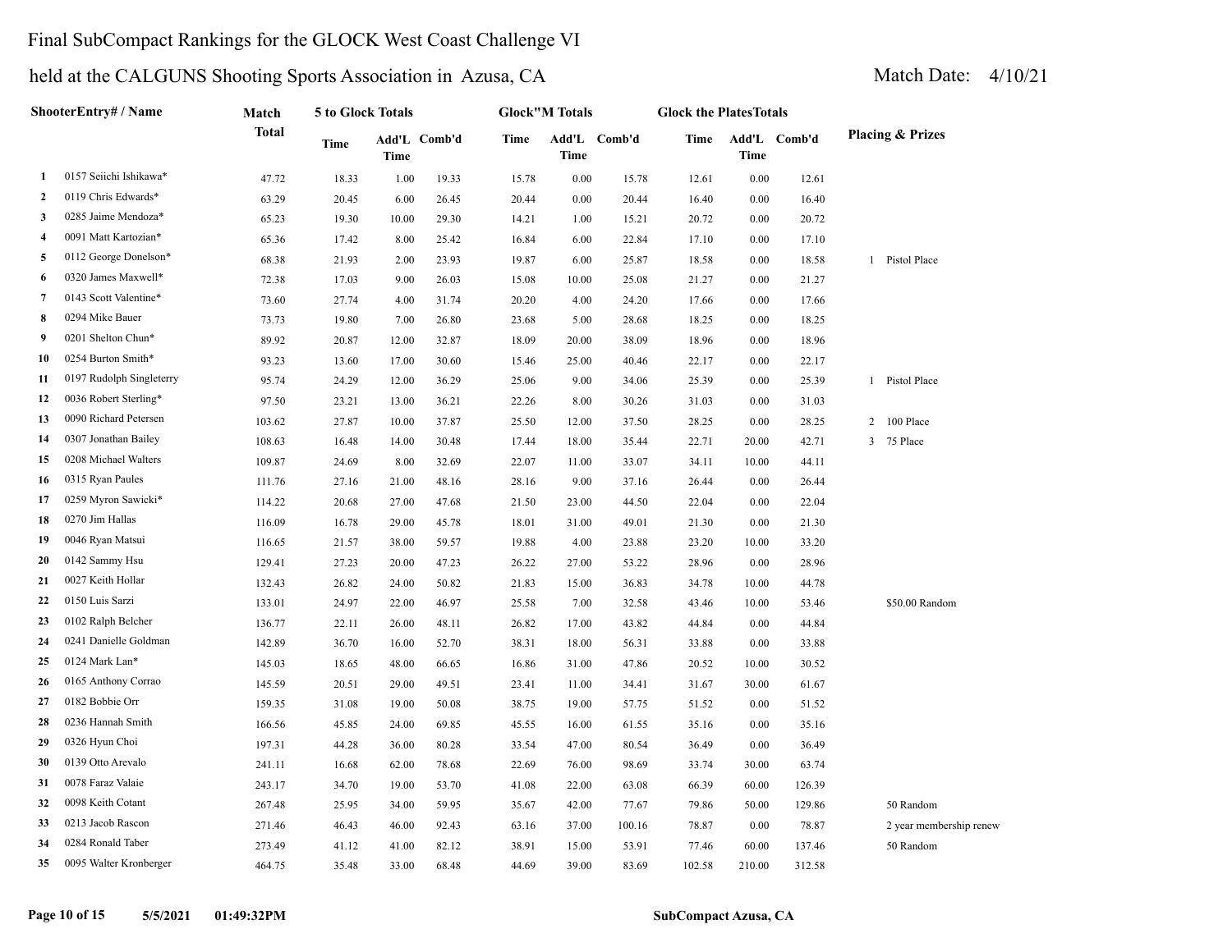# Final SubCompact Rankings for the GLOCK West Coast Challenge VI

## held at the CALGUNS Shooting Sports Association in Azusa, CA

Match Date: 4/10/21

| | ShooterEntry# / Name | Match Total | 5 to Glock Totals | | | Glock"M Totals | | | Glock the PlatesTotals | | | Placing & Prizes |
|---|---|---|---|---|---|---|---|---|---|---|---|---|
| | | | Time | Add'L Time | Comb'd | Time | Add'L Time | Comb'd | Time | Add'L Time | Comb'd | |
| 1 | 0157 Seiichi Ishikawa* | 47.72 | 18.33 | 1.00 | 19.33 | 15.78 | 0.00 | 15.78 | 12.61 | 0.00 | 12.61 | |
| 2 | 0119 Chris Edwards* | 63.29 | 20.45 | 6.00 | 26.45 | 20.44 | 0.00 | 20.44 | 16.40 | 0.00 | 16.40 | |
| 3 | 0285 Jaime Mendoza* | 65.23 | 19.30 | 10.00 | 29.30 | 14.21 | 1.00 | 15.21 | 20.72 | 0.00 | 20.72 | |
| 4 | 0091 Matt Kartozian* | 65.36 | 17.42 | 8.00 | 25.42 | 16.84 | 6.00 | 22.84 | 17.10 | 0.00 | 17.10 | |
| 5 | 0112 George Donelson* | 68.38 | 21.93 | 2.00 | 23.93 | 19.87 | 6.00 | 25.87 | 18.58 | 0.00 | 18.58 | 1 Pistol Place |
| 6 | 0320 James Maxwell* | 72.38 | 17.03 | 9.00 | 26.03 | 15.08 | 10.00 | 25.08 | 21.27 | 0.00 | 21.27 | |
| 7 | 0143 Scott Valentine* | 73.60 | 27.74 | 4.00 | 31.74 | 20.20 | 4.00 | 24.20 | 17.66 | 0.00 | 17.66 | |
| 8 | 0294 Mike Bauer | 73.73 | 19.80 | 7.00 | 26.80 | 23.68 | 5.00 | 28.68 | 18.25 | 0.00 | 18.25 | |
| 9 | 0201 Shelton Chun* | 89.92 | 20.87 | 12.00 | 32.87 | 18.09 | 20.00 | 38.09 | 18.96 | 0.00 | 18.96 | |
| 10 | 0254 Burton Smith* | 93.23 | 13.60 | 17.00 | 30.60 | 15.46 | 25.00 | 40.46 | 22.17 | 0.00 | 22.17 | |
| 11 | 0197 Rudolph Singleterry | 95.74 | 24.29 | 12.00 | 36.29 | 25.06 | 9.00 | 34.06 | 25.39 | 0.00 | 25.39 | 1 Pistol Place |
| 12 | 0036 Robert Sterling* | 97.50 | 23.21 | 13.00 | 36.21 | 22.26 | 8.00 | 30.26 | 31.03 | 0.00 | 31.03 | |
| 13 | 0090 Richard Petersen | 103.62 | 27.87 | 10.00 | 37.87 | 25.50 | 12.00 | 37.50 | 28.25 | 0.00 | 28.25 | 2 100 Place |
| 14 | 0307 Jonathan Bailey | 108.63 | 16.48 | 14.00 | 30.48 | 17.44 | 18.00 | 35.44 | 22.71 | 20.00 | 42.71 | 3 75 Place |
| 15 | 0208 Michael Walters | 109.87 | 24.69 | 8.00 | 32.69 | 22.07 | 11.00 | 33.07 | 34.11 | 10.00 | 44.11 | |
| 16 | 0315 Ryan Paules | 111.76 | 27.16 | 21.00 | 48.16 | 28.16 | 9.00 | 37.16 | 26.44 | 0.00 | 26.44 | |
| 17 | 0259 Myron Sawicki* | 114.22 | 20.68 | 27.00 | 47.68 | 21.50 | 23.00 | 44.50 | 22.04 | 0.00 | 22.04 | |
| 18 | 0270 Jim Hallas | 116.09 | 16.78 | 29.00 | 45.78 | 18.01 | 31.00 | 49.01 | 21.30 | 0.00 | 21.30 | |
| 19 | 0046 Ryan Matsui | 116.65 | 21.57 | 38.00 | 59.57 | 19.88 | 4.00 | 23.88 | 23.20 | 10.00 | 33.20 | |
| 20 | 0142 Sammy Hsu | 129.41 | 27.23 | 20.00 | 47.23 | 26.22 | 27.00 | 53.22 | 28.96 | 0.00 | 28.96 | |
| 21 | 0027 Keith Hollar | 132.43 | 26.82 | 24.00 | 50.82 | 21.83 | 15.00 | 36.83 | 34.78 | 10.00 | 44.78 | |
| 22 | 0150 Luis Sarzi | 133.01 | 24.97 | 22.00 | 46.97 | 25.58 | 7.00 | 32.58 | 43.46 | 10.00 | 53.46 | $50.00 Random |
| 23 | 0102 Ralph Belcher | 136.77 | 22.11 | 26.00 | 48.11 | 26.82 | 17.00 | 43.82 | 44.84 | 0.00 | 44.84 | |
| 24 | 0241 Danielle Goldman | 142.89 | 36.70 | 16.00 | 52.70 | 38.31 | 18.00 | 56.31 | 33.88 | 0.00 | 33.88 | |
| 25 | 0124 Mark Lan* | 145.03 | 18.65 | 48.00 | 66.65 | 16.86 | 31.00 | 47.86 | 20.52 | 10.00 | 30.52 | |
| 26 | 0165 Anthony Corrao | 145.59 | 20.51 | 29.00 | 49.51 | 23.41 | 11.00 | 34.41 | 31.67 | 30.00 | 61.67 | |
| 27 | 0182 Bobbie Orr | 159.35 | 31.08 | 19.00 | 50.08 | 38.75 | 19.00 | 57.75 | 51.52 | 0.00 | 51.52 | |
| 28 | 0236 Hannah Smith | 166.56 | 45.85 | 24.00 | 69.85 | 45.55 | 16.00 | 61.55 | 35.16 | 0.00 | 35.16 | |
| 29 | 0326 Hyun Choi | 197.31 | 44.28 | 36.00 | 80.28 | 33.54 | 47.00 | 80.54 | 36.49 | 0.00 | 36.49 | |
| 30 | 0139 Otto Arevalo | 241.11 | 16.68 | 62.00 | 78.68 | 22.69 | 76.00 | 98.69 | 33.74 | 30.00 | 63.74 | |
| 31 | 0078 Faraz Valaie | 243.17 | 34.70 | 19.00 | 53.70 | 41.08 | 22.00 | 63.08 | 66.39 | 60.00 | 126.39 | |
| 32 | 0098 Keith Cotant | 267.48 | 25.95 | 34.00 | 59.95 | 35.67 | 42.00 | 77.67 | 79.86 | 50.00 | 129.86 | 50 Random |
| 33 | 0213 Jacob Rascon | 271.46 | 46.43 | 46.00 | 92.43 | 63.16 | 37.00 | 100.16 | 78.87 | 0.00 | 78.87 | 2 year membership renew |
| 34 | 0284 Ronald Taber | 273.49 | 41.12 | 41.00 | 82.12 | 38.91 | 15.00 | 53.91 | 77.46 | 60.00 | 137.46 | 50 Random |
| 35 | 0095 Walter Kronberger | 464.75 | 35.48 | 33.00 | 68.48 | 44.69 | 39.00 | 83.69 | 102.58 | 210.00 | 312.58 | |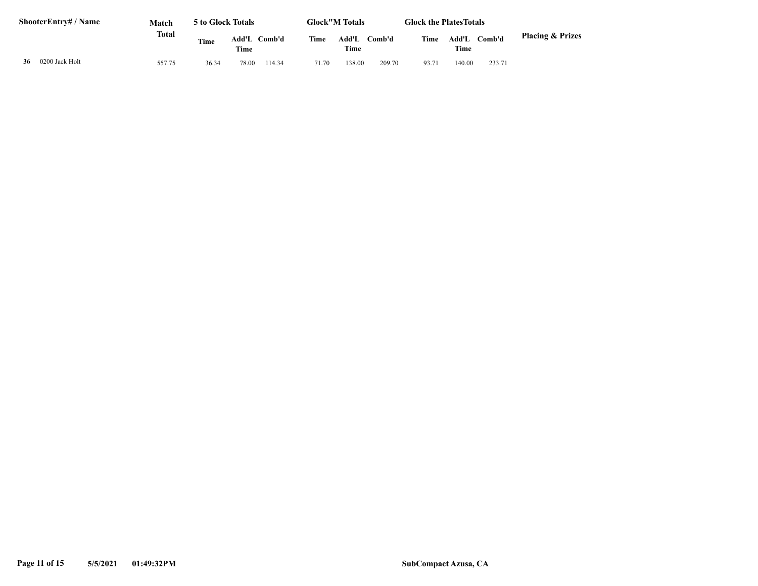| ShooterEntry# / Name | | Match Total | 5 to Glock Totals | | | Glock"M Totals | | | Glock the PlatesTotals | | | Placing & Prizes |
|---|---|---|---|---|---|---|---|---|---|---|---|---|
| | | | Time | Add'L Time | Comb'd | Time | Add'L Time | Comb'd | Time | Add'L Time | Comb'd | |
| **36** | 0200 Jack Holt | 557.75 | 36.34 | 78.00 | 114.34 | 71.70 | 138.00 | 209.70 | 93.71 | 140.00 | 233.71 | |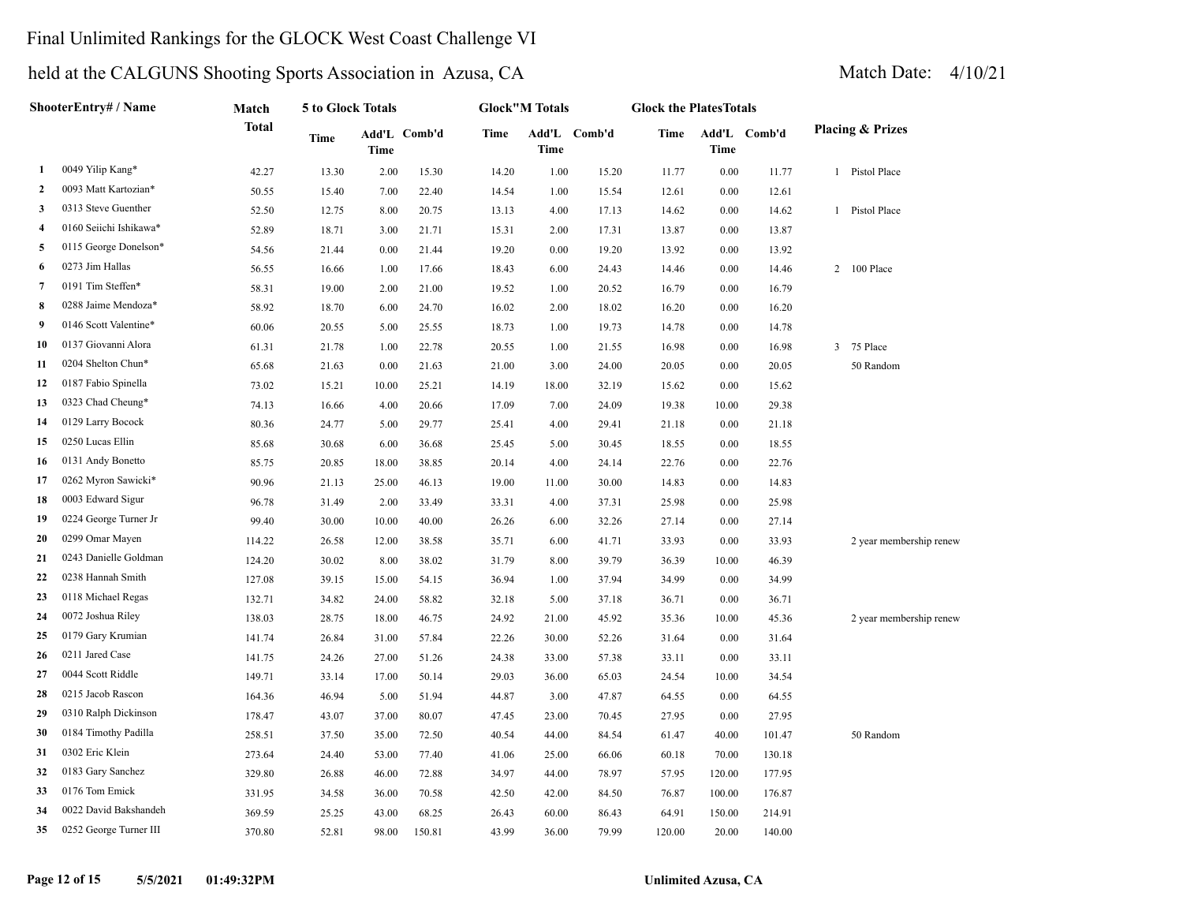# Final Unlimited Rankings for the GLOCK West Coast Challenge VI

## held at the CALGUNS Shooting Sports Association in Azusa, CA

Match Date: 4/10/21

| | ShooterEntry# / Name | Match Total | 5 to Glock Totals | | | Glock"M Totals | | | Glock the PlatesTotals | | | Placing & Prizes |
|---|---|---|---|---|---|---|---|---|---|---|---|---|
| | | | Time | Add'L Time | Comb'd | Time | Add'L Time | Comb'd | Time | Add'L Time | Comb'd | |
| 1 | 0049 Yilip Kang* | 42.27 | 13.30 | 2.00 | 15.30 | 14.20 | 1.00 | 15.20 | 11.77 | 0.00 | 11.77 | 1 Pistol Place |
| 2 | 0093 Matt Kartozian* | 50.55 | 15.40 | 7.00 | 22.40 | 14.54 | 1.00 | 15.54 | 12.61 | 0.00 | 12.61 | |
| 3 | 0313 Steve Guenther | 52.50 | 12.75 | 8.00 | 20.75 | 13.13 | 4.00 | 17.13 | 14.62 | 0.00 | 14.62 | 1 Pistol Place |
| 4 | 0160 Seiichi Ishikawa* | 52.89 | 18.71 | 3.00 | 21.71 | 15.31 | 2.00 | 17.31 | 13.87 | 0.00 | 13.87 | |
| 5 | 0115 George Donelson* | 54.56 | 21.44 | 0.00 | 21.44 | 19.20 | 0.00 | 19.20 | 13.92 | 0.00 | 13.92 | |
| 6 | 0273 Jim Hallas | 56.55 | 16.66 | 1.00 | 17.66 | 18.43 | 6.00 | 24.43 | 14.46 | 0.00 | 14.46 | 2 100 Place |
| 7 | 0191 Tim Steffen* | 58.31 | 19.00 | 2.00 | 21.00 | 19.52 | 1.00 | 20.52 | 16.79 | 0.00 | 16.79 | |
| 8 | 0288 Jaime Mendoza* | 58.92 | 18.70 | 6.00 | 24.70 | 16.02 | 2.00 | 18.02 | 16.20 | 0.00 | 16.20 | |
| 9 | 0146 Scott Valentine* | 60.06 | 20.55 | 5.00 | 25.55 | 18.73 | 1.00 | 19.73 | 14.78 | 0.00 | 14.78 | |
| 10 | 0137 Giovanni Alora | 61.31 | 21.78 | 1.00 | 22.78 | 20.55 | 1.00 | 21.55 | 16.98 | 0.00 | 16.98 | 3 75 Place |
| 11 | 0204 Shelton Chun* | 65.68 | 21.63 | 0.00 | 21.63 | 21.00 | 3.00 | 24.00 | 20.05 | 0.00 | 20.05 | 50 Random |
| 12 | 0187 Fabio Spinella | 73.02 | 15.21 | 10.00 | 25.21 | 14.19 | 18.00 | 32.19 | 15.62 | 0.00 | 15.62 | |
| 13 | 0323 Chad Cheung* | 74.13 | 16.66 | 4.00 | 20.66 | 17.09 | 7.00 | 24.09 | 19.38 | 10.00 | 29.38 | |
| 14 | 0129 Larry Bocock | 80.36 | 24.77 | 5.00 | 29.77 | 25.41 | 4.00 | 29.41 | 21.18 | 0.00 | 21.18 | |
| 15 | 0250 Lucas Ellin | 85.68 | 30.68 | 6.00 | 36.68 | 25.45 | 5.00 | 30.45 | 18.55 | 0.00 | 18.55 | |
| 16 | 0131 Andy Bonetto | 85.75 | 20.85 | 18.00 | 38.85 | 20.14 | 4.00 | 24.14 | 22.76 | 0.00 | 22.76 | |
| 17 | 0262 Myron Sawicki* | 90.96 | 21.13 | 25.00 | 46.13 | 19.00 | 11.00 | 30.00 | 14.83 | 0.00 | 14.83 | |
| 18 | 0003 Edward Sigur | 96.78 | 31.49 | 2.00 | 33.49 | 33.31 | 4.00 | 37.31 | 25.98 | 0.00 | 25.98 | |
| 19 | 0224 George Turner Jr | 99.40 | 30.00 | 10.00 | 40.00 | 26.26 | 6.00 | 32.26 | 27.14 | 0.00 | 27.14 | |
| 20 | 0299 Omar Mayen | 114.22 | 26.58 | 12.00 | 38.58 | 35.71 | 6.00 | 41.71 | 33.93 | 0.00 | 33.93 | 2 year membership renew |
| 21 | 0243 Danielle Goldman | 124.20 | 30.02 | 8.00 | 38.02 | 31.79 | 8.00 | 39.79 | 36.39 | 10.00 | 46.39 | |
| 22 | 0238 Hannah Smith | 127.08 | 39.15 | 15.00 | 54.15 | 36.94 | 1.00 | 37.94 | 34.99 | 0.00 | 34.99 | |
| 23 | 0118 Michael Regas | 132.71 | 34.82 | 24.00 | 58.82 | 32.18 | 5.00 | 37.18 | 36.71 | 0.00 | 36.71 | |
| 24 | 0072 Joshua Riley | 138.03 | 28.75 | 18.00 | 46.75 | 24.92 | 21.00 | 45.92 | 35.36 | 10.00 | 45.36 | 2 year membership renew |
| 25 | 0179 Gary Krumian | 141.74 | 26.84 | 31.00 | 57.84 | 22.26 | 30.00 | 52.26 | 31.64 | 0.00 | 31.64 | |
| 26 | 0211 Jared Case | 141.75 | 24.26 | 27.00 | 51.26 | 24.38 | 33.00 | 57.38 | 33.11 | 0.00 | 33.11 | |
| 27 | 0044 Scott Riddle | 149.71 | 33.14 | 17.00 | 50.14 | 29.03 | 36.00 | 65.03 | 24.54 | 10.00 | 34.54 | |
| 28 | 0215 Jacob Rascon | 164.36 | 46.94 | 5.00 | 51.94 | 44.87 | 3.00 | 47.87 | 64.55 | 0.00 | 64.55 | |
| 29 | 0310 Ralph Dickinson | 178.47 | 43.07 | 37.00 | 80.07 | 47.45 | 23.00 | 70.45 | 27.95 | 0.00 | 27.95 | |
| 30 | 0184 Timothy Padilla | 258.51 | 37.50 | 35.00 | 72.50 | 40.54 | 44.00 | 84.54 | 61.47 | 40.00 | 101.47 | 50 Random |
| 31 | 0302 Eric Klein | 273.64 | 24.40 | 53.00 | 77.40 | 41.06 | 25.00 | 66.06 | 60.18 | 70.00 | 130.18 | |
| 32 | 0183 Gary Sanchez | 329.80 | 26.88 | 46.00 | 72.88 | 34.97 | 44.00 | 78.97 | 57.95 | 120.00 | 177.95 | |
| 33 | 0176 Tom Emick | 331.95 | 34.58 | 36.00 | 70.58 | 42.50 | 42.00 | 84.50 | 76.87 | 100.00 | 176.87 | |
| 34 | 0022 David Bakshandeh | 369.59 | 25.25 | 43.00 | 68.25 | 26.43 | 60.00 | 86.43 | 64.91 | 150.00 | 214.91 | |
| 35 | 0252 George Turner III | 370.80 | 52.81 | 98.00 | 150.81 | 43.99 | 36.00 | 79.99 | 120.00 | 20.00 | 140.00 | |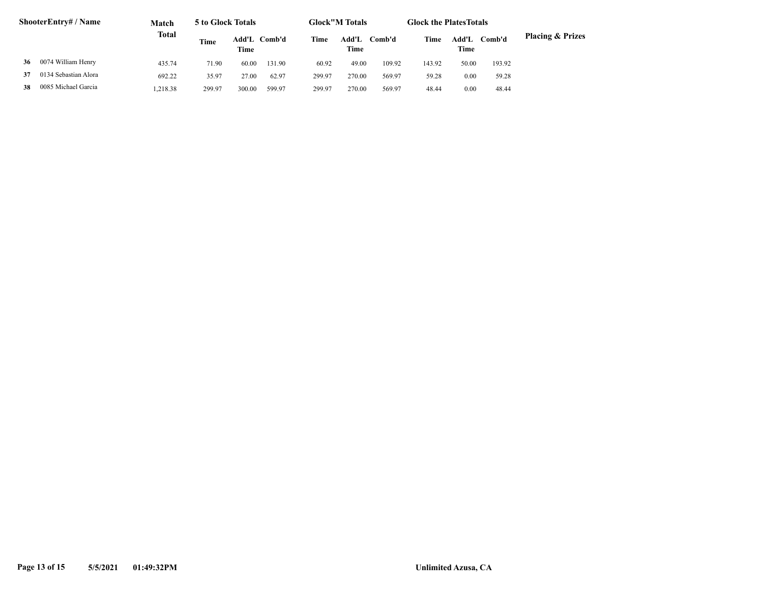| | ShooterEntry# / Name | Match Total | 5 to Glock Totals | | | Glock"M Totals | | | Glock the PlatesTotals | | | Placing & Prizes |
|---|---|---|---|---|---|---|---|---|---|---|---|---|
| | | | Time | Add'L Time | Comb'd | Time | Add'L Time | Comb'd | Time | Add'L Time | Comb'd | |
| 36 | 0074 William Henry | 435.74 | 71.90 | 60.00 | 131.90 | 60.92 | 49.00 | 109.92 | 143.92 | 50.00 | 193.92 | |
| 37 | 0134 Sebastian Alora | 692.22 | 35.97 | 27.00 | 62.97 | 299.97 | 270.00 | 569.97 | 59.28 | 0.00 | 59.28 | |
| 38 | 0085 Michael Garcia | 1,218.38 | 299.97 | 300.00 | 599.97 | 299.97 | 270.00 | 569.97 | 48.44 | 0.00 | 48.44 | |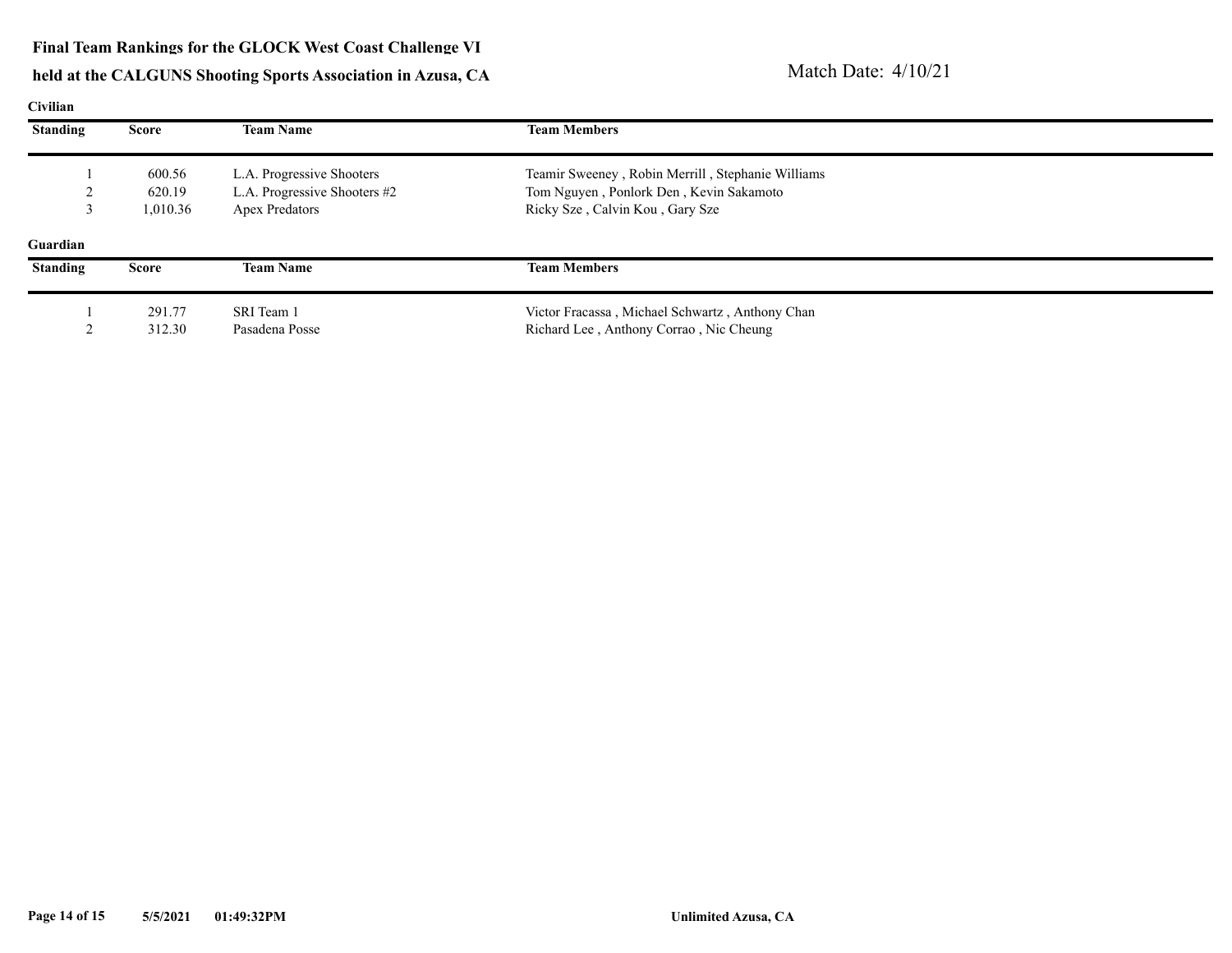**Final Team Rankings for the GLOCK West Coast Challenge VI**

**held at the CALGUNS Shooting Sports Association in Azusa, CA**

Match Date: 4/10/21

**Civilian**

| Standing | Score | Team Name | Team Members |
|---|---|---|---|
| 1 | 600.56 | L.A. Progressive Shooters | Teamir Sweeney , Robin Merrill , Stephanie Williams |
| 2 | 620.19 | L.A. Progressive Shooters #2 | Tom Nguyen , Ponlork Den , Kevin Sakamoto |
| 3 | 1,010.36 | Apex Predators | Ricky Sze , Calvin Kou , Gary Sze |

**Guardian**

| Standing | Score | Team Name | Team Members |
|---|---|---|---|
| 1 | 291.77 | SRI Team 1 | Victor Fracassa , Michael Schwartz , Anthony Chan |
| 2 | 312.30 | Pasadena Posse | Richard Lee , Anthony Corrao , Nic Cheung |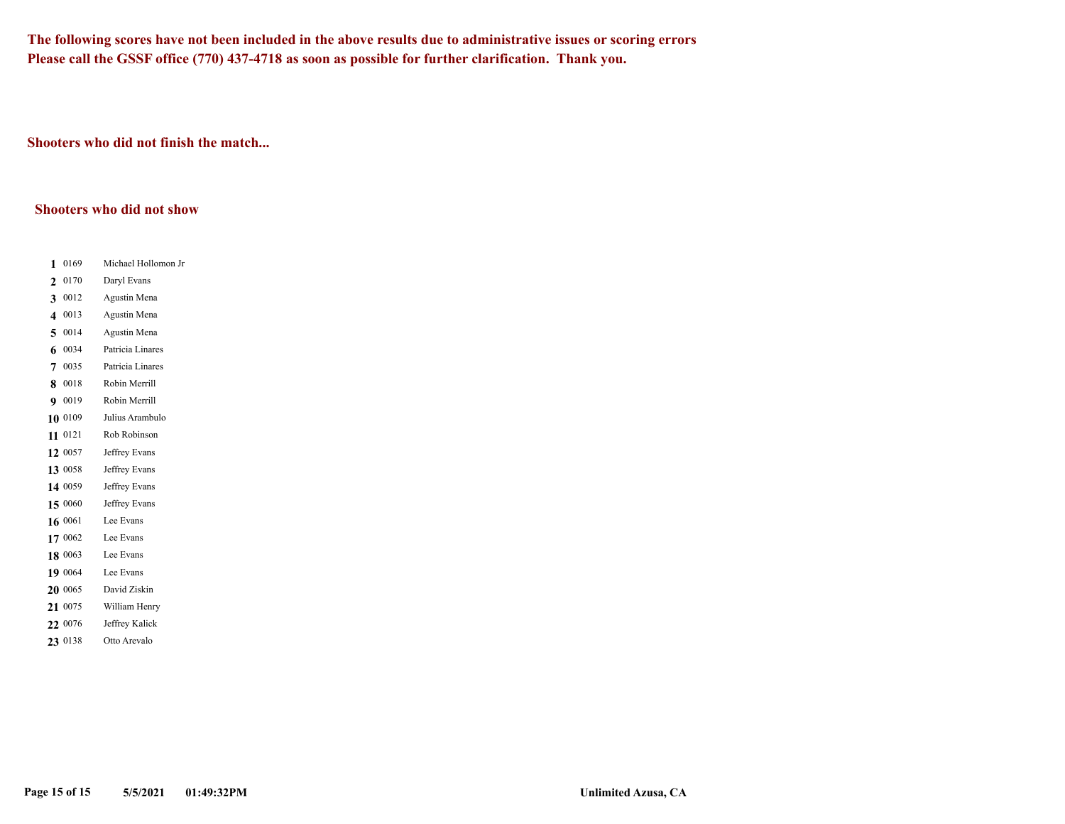**The following scores have not been included in the above results due to administrative issues or scoring errors**
**Please call the GSSF office (770) 437-4718 as soon as possible for further clarification. Thank you.**

**Shooters who did not finish the match...**

**Shooters who did not show**

| | | |
|---|---|---|
| **1** | 0169 | Michael Hollomon Jr |
| **2** | 0170 | Daryl Evans |
| **3** | 0012 | Agustin Mena |
| **4** | 0013 | Agustin Mena |
| **5** | 0014 | Agustin Mena |
| **6** | 0034 | Patricia Linares |
| **7** | 0035 | Patricia Linares |
| **8** | 0018 | Robin Merrill |
| **9** | 0019 | Robin Merrill |
| **10** | 0109 | Julius Arambulo |
| **11** | 0121 | Rob Robinson |
| **12** | 0057 | Jeffrey Evans |
| **13** | 0058 | Jeffrey Evans |
| **14** | 0059 | Jeffrey Evans |
| **15** | 0060 | Jeffrey Evans |
| **16** | 0061 | Lee Evans |
| **17** | 0062 | Lee Evans |
| **18** | 0063 | Lee Evans |
| **19** | 0064 | Lee Evans |
| **20** | 0065 | David Ziskin |
| **21** | 0075 | William Henry |
| **22** | 0076 | Jeffrey Kalick |
| **23** | 0138 | Otto Arevalo |